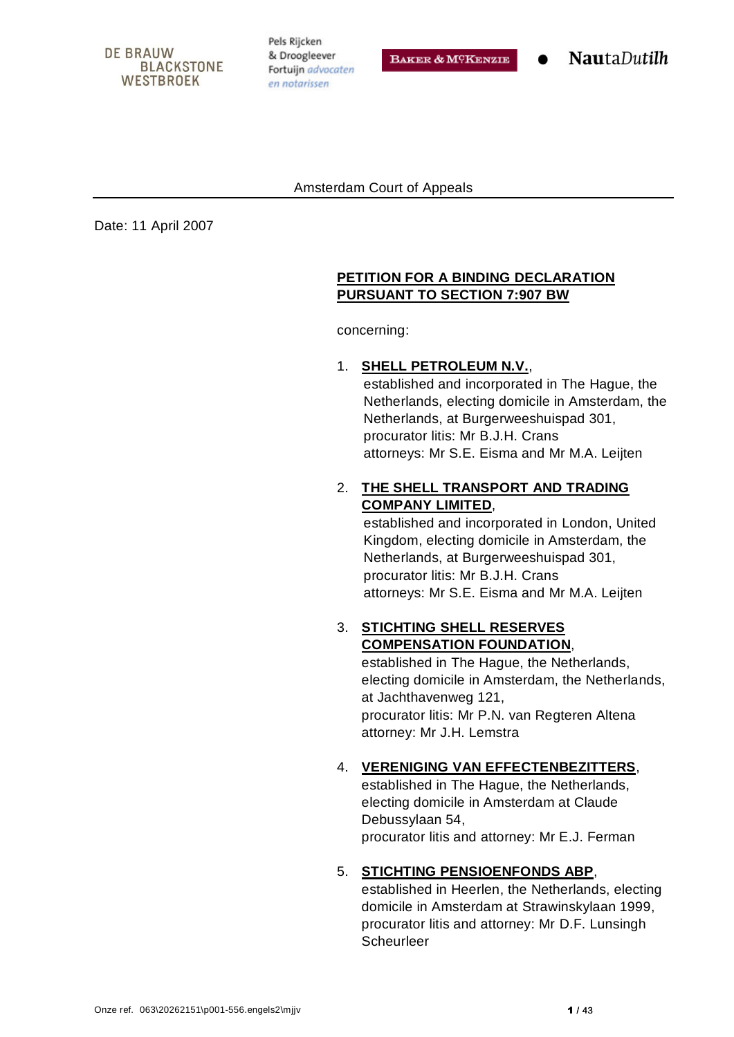DE BRAUW BLACKSTONE WESTBROEK

Pels Rijcken & Droogleever Fortuijn advocaten en notarissen

BAKER & MCKENZIE

NautaDutilh

Amsterdam Court of Appeals

Date: 11 April 2007

**PETITION FOR A BINDING DECLARATION PURSUANT TO SECTION 7:907 BW**

concerning:

1. **SHELL PETROLEUM N.V.**,
   established and incorporated in The Hague, the Netherlands, electing domicile in Amsterdam, the Netherlands, at Burgerweeshuispad 301,
   procurator litis: Mr B.J.H. Crans
   attorneys: Mr S.E. Eisma and Mr M.A. Leijten

2. **THE SHELL TRANSPORT AND TRADING COMPANY LIMITED**,
   established and incorporated in London, United Kingdom, electing domicile in Amsterdam, the Netherlands, at Burgerweeshuispad 301,
   procurator litis: Mr B.J.H. Crans
   attorneys: Mr S.E. Eisma and Mr M.A. Leijten

3. **STICHTING SHELL RESERVES COMPENSATION FOUNDATION**,
   established in The Hague, the Netherlands, electing domicile in Amsterdam, the Netherlands, at Jachthavenweg 121,
   procurator litis: Mr P.N. van Regteren Altena
   attorney: Mr J.H. Lemstra

4. **VERENIGING VAN EFFECTENBEZITTERS**,
   established in The Hague, the Netherlands, electing domicile in Amsterdam at Claude Debussylaan 54,
   procurator litis and attorney: Mr E.J. Ferman

5. **STICHTING PENSIOENFONDS ABP**,
   established in Heerlen, the Netherlands, electing domicile in Amsterdam at Strawinskylaan 1999,
   procurator litis and attorney: Mr D.F. Lunsingh Scheurleer

Onze ref. 063\20262151\p001-556.engels2\mjjv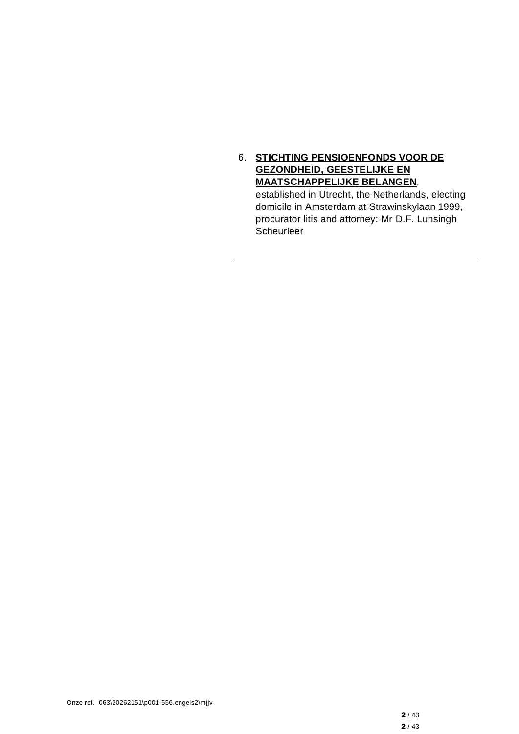6. **STICHTING PENSIOENFONDS VOOR DE GEZONDHEID, GEESTELIJKE EN MAATSCHAPPELIJKE BELANGEN**,
   established in Utrecht, the Netherlands, electing domicile in Amsterdam at Strawinskylaan 1999, procurator litis and attorney: Mr D.F. Lunsingh Scheurleer

---

Onze ref. 063\20262151\p001-556.engels2\mjjv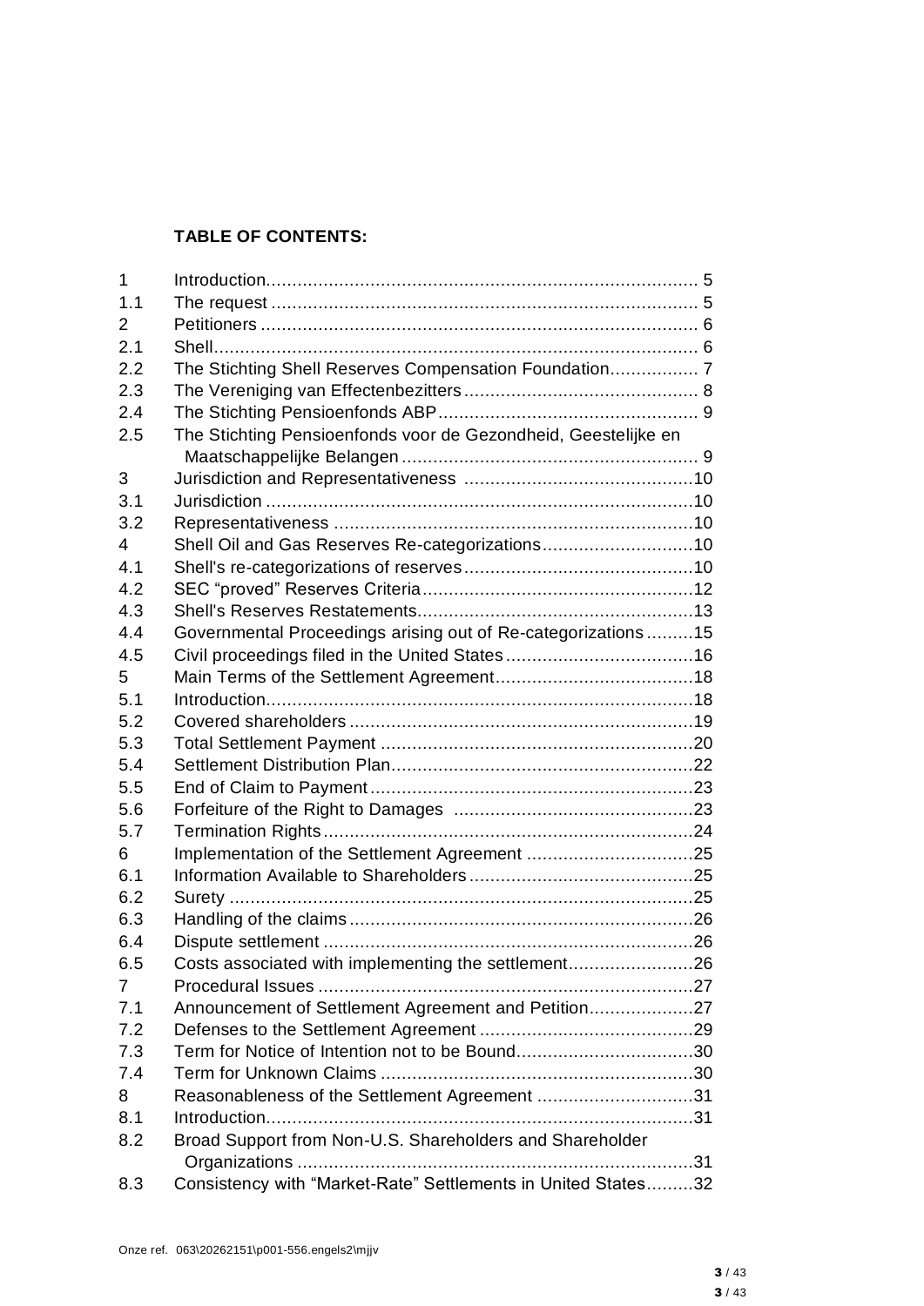**TABLE OF CONTENTS:**

| | | |
|---|---|---|
| 1 | Introduction | 5 |
| 1.1 | The request | 5 |
| 2 | Petitioners | 6 |
| 2.1 | Shell | 6 |
| 2.2 | The Stichting Shell Reserves Compensation Foundation | 7 |
| 2.3 | The Vereniging van Effectenbezitters | 8 |
| 2.4 | The Stichting Pensioenfonds ABP | 9 |
| 2.5 | The Stichting Pensioenfonds voor de Gezondheid, Geestelijke en Maatschappelijke Belangen | 9 |
| 3 | Jurisdiction and Representativeness | 10 |
| 3.1 | Jurisdiction | 10 |
| 3.2 | Representativeness | 10 |
| 4 | Shell Oil and Gas Reserves Re-categorizations | 10 |
| 4.1 | Shell's re-categorizations of reserves | 10 |
| 4.2 | SEC "proved" Reserves Criteria | 12 |
| 4.3 | Shell's Reserves Restatements | 13 |
| 4.4 | Governmental Proceedings arising out of Re-categorizations | 15 |
| 4.5 | Civil proceedings filed in the United States | 16 |
| 5 | Main Terms of the Settlement Agreement | 18 |
| 5.1 | Introduction | 18 |
| 5.2 | Covered shareholders | 19 |
| 5.3 | Total Settlement Payment | 20 |
| 5.4 | Settlement Distribution Plan | 22 |
| 5.5 | End of Claim to Payment | 23 |
| 5.6 | Forfeiture of the Right to Damages | 23 |
| 5.7 | Termination Rights | 24 |
| 6 | Implementation of the Settlement Agreement | 25 |
| 6.1 | Information Available to Shareholders | 25 |
| 6.2 | Surety | 25 |
| 6.3 | Handling of the claims | 26 |
| 6.4 | Dispute settlement | 26 |
| 6.5 | Costs associated with implementing the settlement | 26 |
| 7 | Procedural Issues | 27 |
| 7.1 | Announcement of Settlement Agreement and Petition | 27 |
| 7.2 | Defenses to the Settlement Agreement | 29 |
| 7.3 | Term for Notice of Intention not to be Bound | 30 |
| 7.4 | Term for Unknown Claims | 30 |
| 8 | Reasonableness of the Settlement Agreement | 31 |
| 8.1 | Introduction | 31 |
| 8.2 | Broad Support from Non-U.S. Shareholders and Shareholder Organizations | 31 |
| 8.3 | Consistency with "Market-Rate" Settlements in United States | 32 |

Onze ref. 063\20262151\p001-556.engels2\mjjv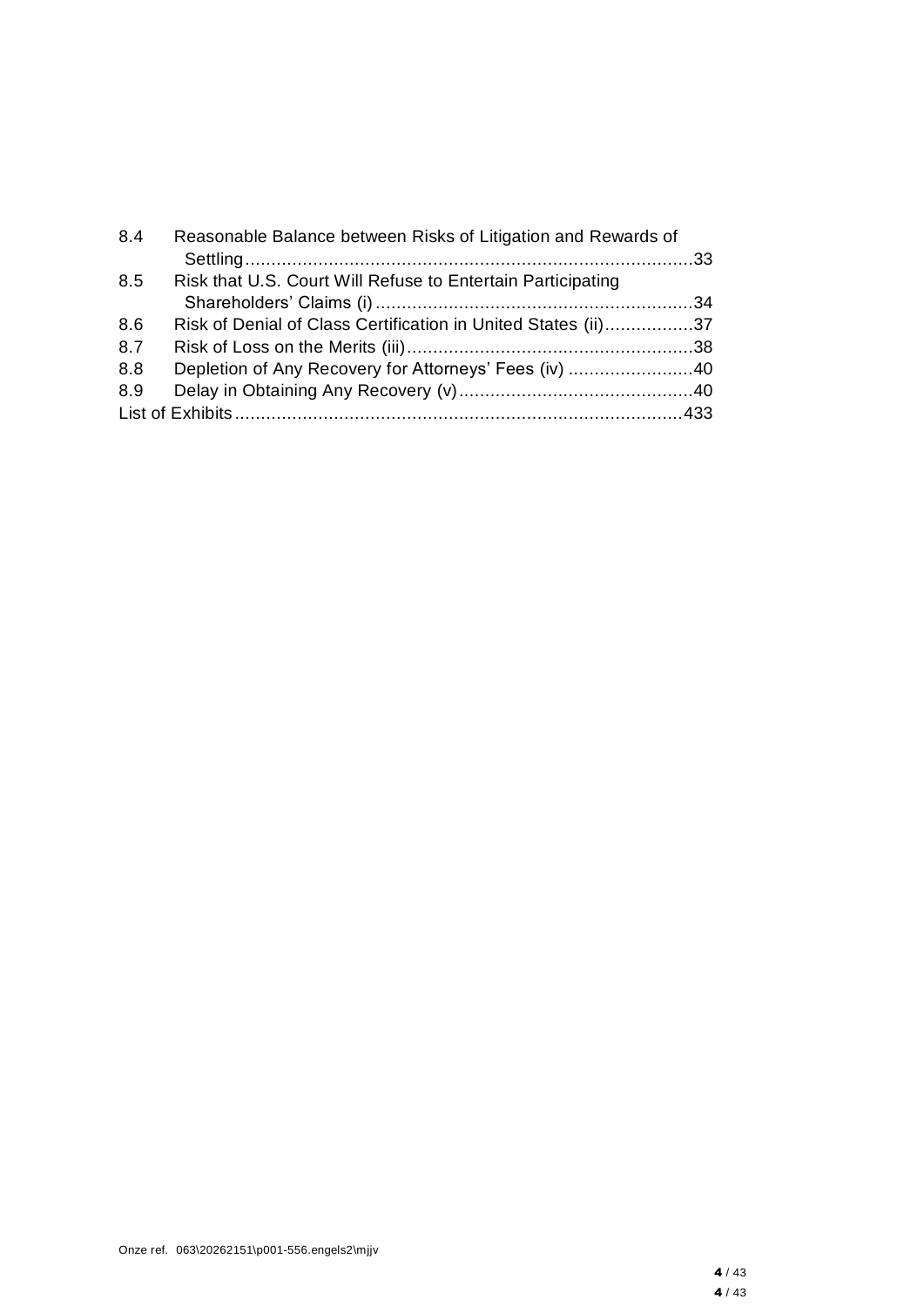8.4 Reasonable Balance between Risks of Litigation and Rewards of Settling ... 33
8.5 Risk that U.S. Court Will Refuse to Entertain Participating Shareholders' Claims (i) ... 34
8.6 Risk of Denial of Class Certification in United States (ii) ... 37
8.7 Risk of Loss on the Merits (iii) ... 38
8.8 Depletion of Any Recovery for Attorneys' Fees (iv) ... 40
8.9 Delay in Obtaining Any Recovery (v) ... 40
List of Exhibits ... 433

Onze ref. 063\20262151\p001-556.engels2\mjjv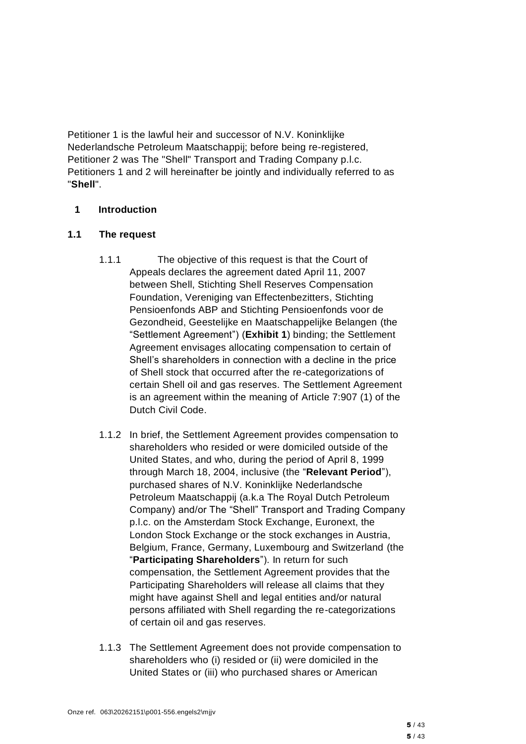Petitioner 1 is the lawful heir and successor of N.V. Koninklijke Nederlandsche Petroleum Maatschappij; before being re-registered, Petitioner 2 was The "Shell" Transport and Trading Company p.l.c. Petitioners 1 and 2 will hereinafter be jointly and individually referred to as "**Shell**".

## 1 Introduction

### 1.1 The request

1.1.1 The objective of this request is that the Court of Appeals declares the agreement dated April 11, 2007 between Shell, Stichting Shell Reserves Compensation Foundation, Vereniging van Effectenbezitters, Stichting Pensioenfonds ABP and Stichting Pensioenfonds voor de Gezondheid, Geestelijke en Maatschappelijke Belangen (the "Settlement Agreement") (**Exhibit 1**) binding; the Settlement Agreement envisages allocating compensation to certain of Shell's shareholders in connection with a decline in the price of Shell stock that occurred after the re-categorizations of certain Shell oil and gas reserves. The Settlement Agreement is an agreement within the meaning of Article 7:907 (1) of the Dutch Civil Code.

1.1.2 In brief, the Settlement Agreement provides compensation to shareholders who resided or were domiciled outside of the United States, and who, during the period of April 8, 1999 through March 18, 2004, inclusive (the "**Relevant Period**"), purchased shares of N.V. Koninklijke Nederlandsche Petroleum Maatschappij (a.k.a The Royal Dutch Petroleum Company) and/or The "Shell" Transport and Trading Company p.l.c. on the Amsterdam Stock Exchange, Euronext, the London Stock Exchange or the stock exchanges in Austria, Belgium, France, Germany, Luxembourg and Switzerland (the "**Participating Shareholders**"). In return for such compensation, the Settlement Agreement provides that the Participating Shareholders will release all claims that they might have against Shell and legal entities and/or natural persons affiliated with Shell regarding the re-categorizations of certain oil and gas reserves.

1.1.3 The Settlement Agreement does not provide compensation to shareholders who (i) resided or (ii) were domiciled in the United States or (iii) who purchased shares or American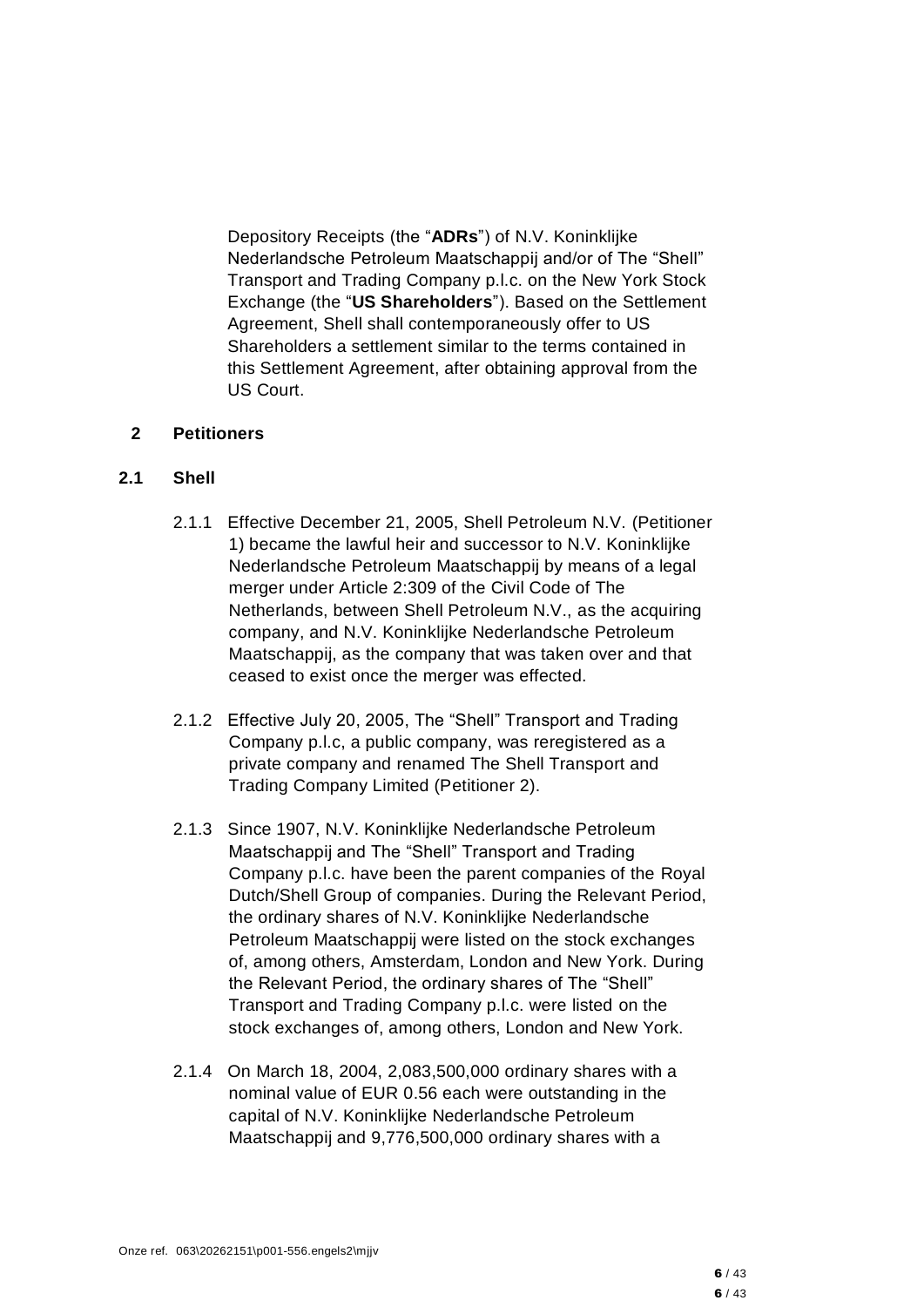Depository Receipts (the "**ADRs**") of N.V. Koninklijke Nederlandsche Petroleum Maatschappij and/or of The "Shell" Transport and Trading Company p.l.c. on the New York Stock Exchange (the "**US Shareholders**"). Based on the Settlement Agreement, Shell shall contemporaneously offer to US Shareholders a settlement similar to the terms contained in this Settlement Agreement, after obtaining approval from the US Court.

## 2 Petitioners

### 2.1 Shell

2.1.1 Effective December 21, 2005, Shell Petroleum N.V. (Petitioner 1) became the lawful heir and successor to N.V. Koninklijke Nederlandsche Petroleum Maatschappij by means of a legal merger under Article 2:309 of the Civil Code of The Netherlands, between Shell Petroleum N.V., as the acquiring company, and N.V. Koninklijke Nederlandsche Petroleum Maatschappij, as the company that was taken over and that ceased to exist once the merger was effected.

2.1.2 Effective July 20, 2005, The "Shell" Transport and Trading Company p.l.c, a public company, was reregistered as a private company and renamed The Shell Transport and Trading Company Limited (Petitioner 2).

2.1.3 Since 1907, N.V. Koninklijke Nederlandsche Petroleum Maatschappij and The "Shell" Transport and Trading Company p.l.c. have been the parent companies of the Royal Dutch/Shell Group of companies. During the Relevant Period, the ordinary shares of N.V. Koninklijke Nederlandsche Petroleum Maatschappij were listed on the stock exchanges of, among others, Amsterdam, London and New York. During the Relevant Period, the ordinary shares of The "Shell" Transport and Trading Company p.l.c. were listed on the stock exchanges of, among others, London and New York.

2.1.4 On March 18, 2004, 2,083,500,000 ordinary shares with a nominal value of EUR 0.56 each were outstanding in the capital of N.V. Koninklijke Nederlandsche Petroleum Maatschappij and 9,776,500,000 ordinary shares with a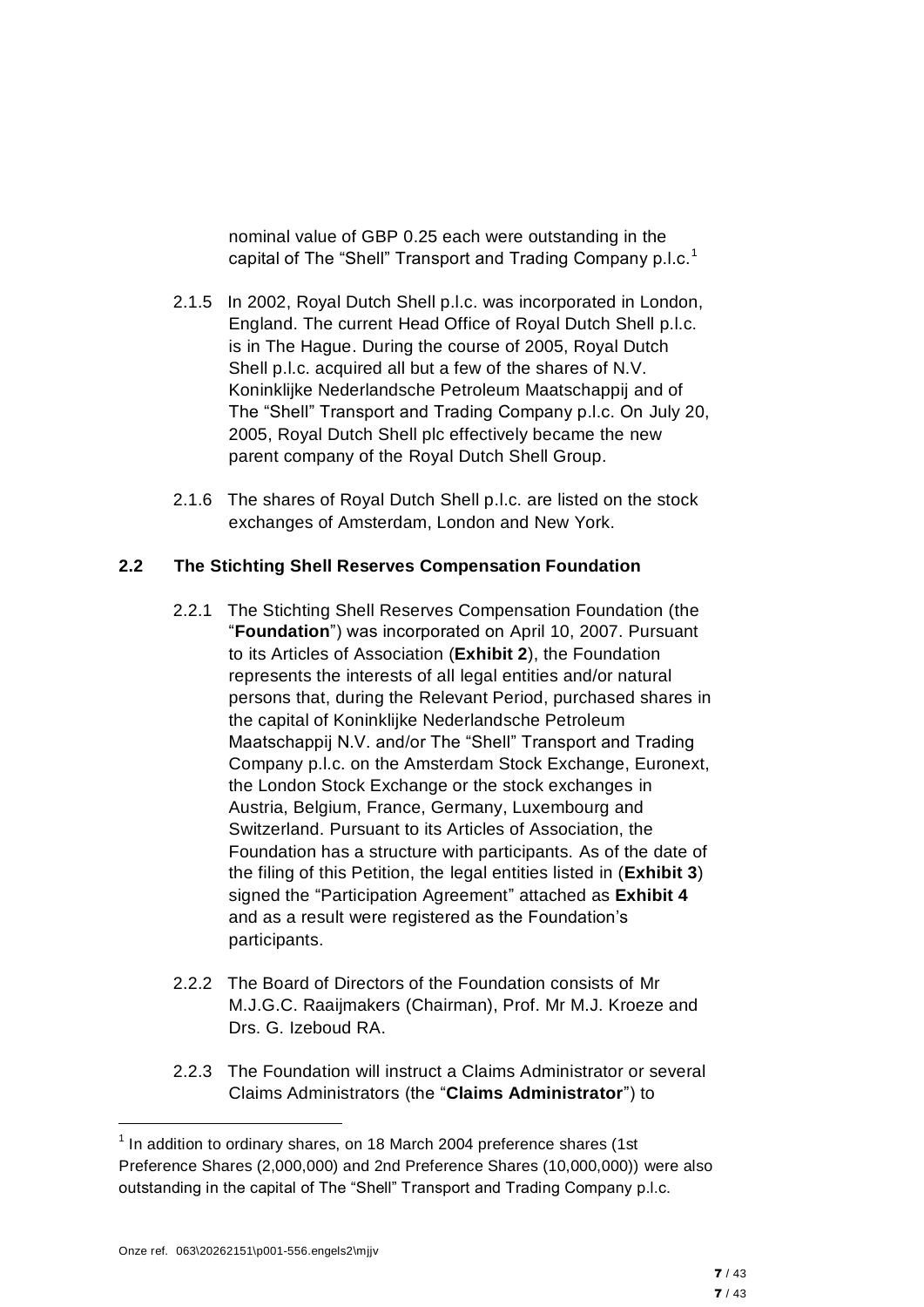nominal value of GBP 0.25 each were outstanding in the capital of The "Shell" Transport and Trading Company p.l.c.[1]

2.1.5 In 2002, Royal Dutch Shell p.l.c. was incorporated in London, England. The current Head Office of Royal Dutch Shell p.l.c. is in The Hague. During the course of 2005, Royal Dutch Shell p.l.c. acquired all but a few of the shares of N.V. Koninklijke Nederlandsche Petroleum Maatschappij and of The "Shell" Transport and Trading Company p.l.c. On July 20, 2005, Royal Dutch Shell plc effectively became the new parent company of the Royal Dutch Shell Group.

2.1.6 The shares of Royal Dutch Shell p.l.c. are listed on the stock exchanges of Amsterdam, London and New York.

## 2.2 The Stichting Shell Reserves Compensation Foundation

2.2.1 The Stichting Shell Reserves Compensation Foundation (the "**Foundation**") was incorporated on April 10, 2007. Pursuant to its Articles of Association (**Exhibit 2**), the Foundation represents the interests of all legal entities and/or natural persons that, during the Relevant Period, purchased shares in the capital of Koninklijke Nederlandsche Petroleum Maatschappij N.V. and/or The "Shell" Transport and Trading Company p.l.c. on the Amsterdam Stock Exchange, Euronext, the London Stock Exchange or the stock exchanges in Austria, Belgium, France, Germany, Luxembourg and Switzerland. Pursuant to its Articles of Association, the Foundation has a structure with participants. As of the date of the filing of this Petition, the legal entities listed in (**Exhibit 3**) signed the "Participation Agreement" attached as **Exhibit 4** and as a result were registered as the Foundation's participants.

2.2.2 The Board of Directors of the Foundation consists of Mr M.J.G.C. Raaijmakers (Chairman), Prof. Mr M.J. Kroeze and Drs. G. Izeboud RA.

2.2.3 The Foundation will instruct a Claims Administrator or several Claims Administrators (the "**Claims Administrator**") to

---

[1] In addition to ordinary shares, on 18 March 2004 preference shares (1st Preference Shares (2,000,000) and 2nd Preference Shares (10,000,000)) were also outstanding in the capital of The "Shell" Transport and Trading Company p.l.c.

Onze ref. 063\20262151\p001-556.engels2\mjjv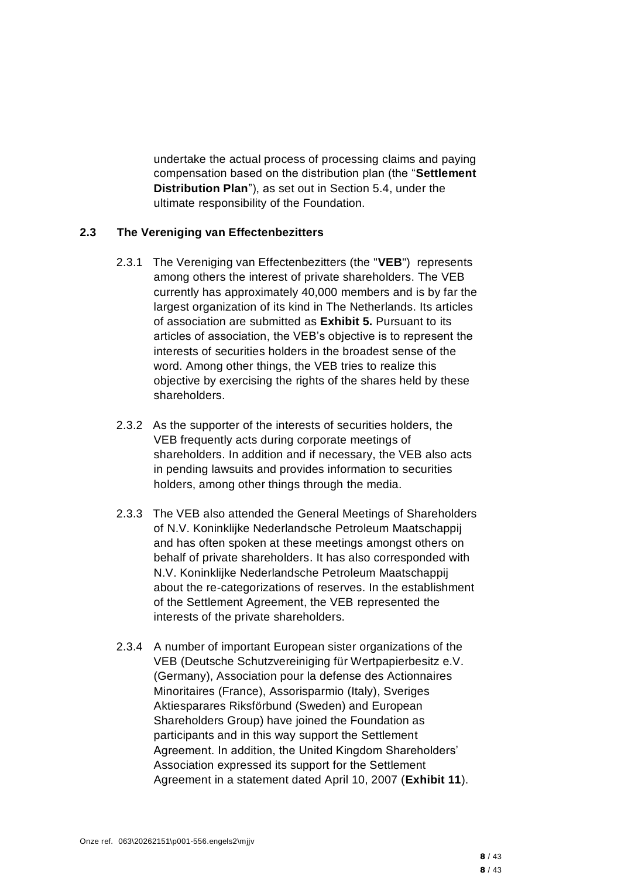undertake the actual process of processing claims and paying compensation based on the distribution plan (the "**Settlement Distribution Plan**"), as set out in Section 5.4, under the ultimate responsibility of the Foundation.

### 2.3 The Vereniging van Effectenbezitters

2.3.1 The Vereniging van Effectenbezitters (the "**VEB**") represents among others the interest of private shareholders. The VEB currently has approximately 40,000 members and is by far the largest organization of its kind in The Netherlands. Its articles of association are submitted as **Exhibit 5.** Pursuant to its articles of association, the VEB's objective is to represent the interests of securities holders in the broadest sense of the word. Among other things, the VEB tries to realize this objective by exercising the rights of the shares held by these shareholders.

2.3.2 As the supporter of the interests of securities holders, the VEB frequently acts during corporate meetings of shareholders. In addition and if necessary, the VEB also acts in pending lawsuits and provides information to securities holders, among other things through the media.

2.3.3 The VEB also attended the General Meetings of Shareholders of N.V. Koninklijke Nederlandsche Petroleum Maatschappij and has often spoken at these meetings amongst others on behalf of private shareholders. It has also corresponded with N.V. Koninklijke Nederlandsche Petroleum Maatschappij about the re-categorizations of reserves. In the establishment of the Settlement Agreement, the VEB represented the interests of the private shareholders.

2.3.4 A number of important European sister organizations of the VEB (Deutsche Schutzvereiniging für Wertpapierbesitz e.V. (Germany), Association pour la defense des Actionnaires Minoritaires (France), Assorisparmio (Italy), Sveriges Aktiesparares Riksförbund (Sweden) and European Shareholders Group) have joined the Foundation as participants and in this way support the Settlement Agreement. In addition, the United Kingdom Shareholders' Association expressed its support for the Settlement Agreement in a statement dated April 10, 2007 (**Exhibit 11**).

Onze ref. 063\20262151\p001-556.engels2\mjjv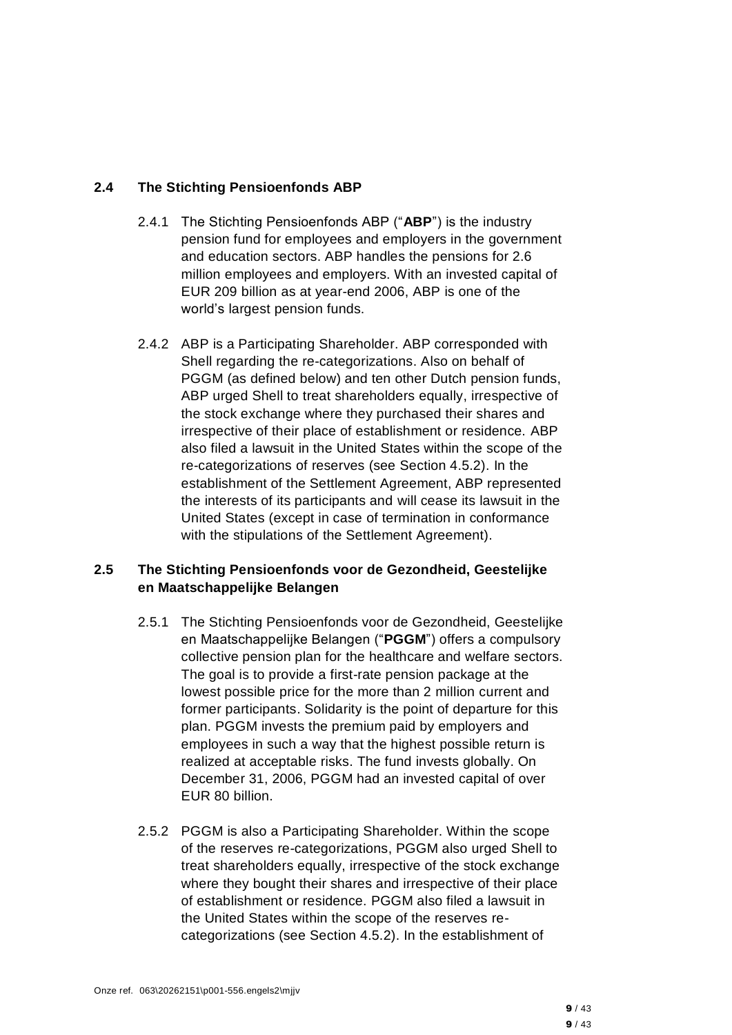## 2.4 The Stichting Pensioenfonds ABP

2.4.1 The Stichting Pensioenfonds ABP ("**ABP**") is the industry pension fund for employees and employers in the government and education sectors. ABP handles the pensions for 2.6 million employees and employers. With an invested capital of EUR 209 billion as at year-end 2006, ABP is one of the world's largest pension funds.

2.4.2 ABP is a Participating Shareholder. ABP corresponded with Shell regarding the re-categorizations. Also on behalf of PGGM (as defined below) and ten other Dutch pension funds, ABP urged Shell to treat shareholders equally, irrespective of the stock exchange where they purchased their shares and irrespective of their place of establishment or residence. ABP also filed a lawsuit in the United States within the scope of the re-categorizations of reserves (see Section 4.5.2). In the establishment of the Settlement Agreement, ABP represented the interests of its participants and will cease its lawsuit in the United States (except in case of termination in conformance with the stipulations of the Settlement Agreement).

## 2.5 The Stichting Pensioenfonds voor de Gezondheid, Geestelijke en Maatschappelijke Belangen

2.5.1 The Stichting Pensioenfonds voor de Gezondheid, Geestelijke en Maatschappelijke Belangen ("**PGGM**") offers a compulsory collective pension plan for the healthcare and welfare sectors. The goal is to provide a first-rate pension package at the lowest possible price for the more than 2 million current and former participants. Solidarity is the point of departure for this plan. PGGM invests the premium paid by employers and employees in such a way that the highest possible return is realized at acceptable risks. The fund invests globally. On December 31, 2006, PGGM had an invested capital of over EUR 80 billion.

2.5.2 PGGM is also a Participating Shareholder. Within the scope of the reserves re-categorizations, PGGM also urged Shell to treat shareholders equally, irrespective of the stock exchange where they bought their shares and irrespective of their place of establishment or residence. PGGM also filed a lawsuit in the United States within the scope of the reserves re-categorizations (see Section 4.5.2). In the establishment of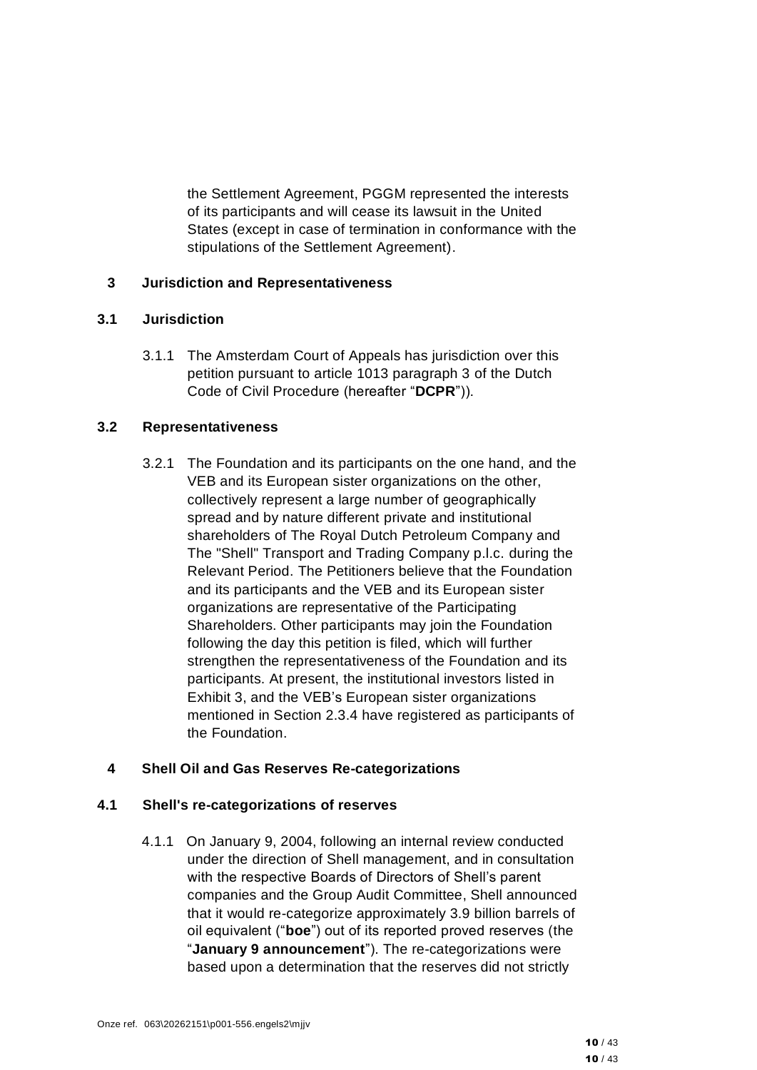the Settlement Agreement, PGGM represented the interests of its participants and will cease its lawsuit in the United States (except in case of termination in conformance with the stipulations of the Settlement Agreement).

## 3 Jurisdiction and Representativeness

### 3.1 Jurisdiction

3.1.1 The Amsterdam Court of Appeals has jurisdiction over this petition pursuant to article 1013 paragraph 3 of the Dutch Code of Civil Procedure (hereafter "**DCPR**")).

### 3.2 Representativeness

3.2.1 The Foundation and its participants on the one hand, and the VEB and its European sister organizations on the other, collectively represent a large number of geographically spread and by nature different private and institutional shareholders of The Royal Dutch Petroleum Company and The "Shell" Transport and Trading Company p.l.c. during the Relevant Period. The Petitioners believe that the Foundation and its participants and the VEB and its European sister organizations are representative of the Participating Shareholders. Other participants may join the Foundation following the day this petition is filed, which will further strengthen the representativeness of the Foundation and its participants. At present, the institutional investors listed in Exhibit 3, and the VEB's European sister organizations mentioned in Section 2.3.4 have registered as participants of the Foundation.

## 4 Shell Oil and Gas Reserves Re-categorizations

### 4.1 Shell's re-categorizations of reserves

4.1.1 On January 9, 2004, following an internal review conducted under the direction of Shell management, and in consultation with the respective Boards of Directors of Shell's parent companies and the Group Audit Committee, Shell announced that it would re-categorize approximately 3.9 billion barrels of oil equivalent ("**boe**") out of its reported proved reserves (the "**January 9 announcement**"). The re-categorizations were based upon a determination that the reserves did not strictly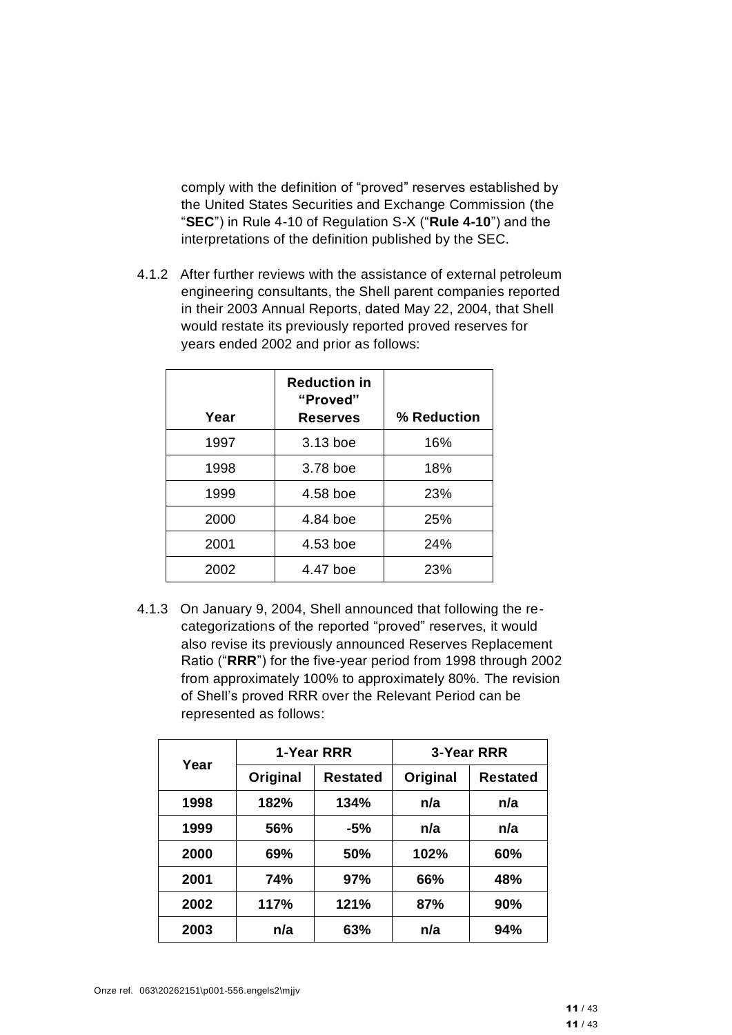comply with the definition of "proved" reserves established by the United States Securities and Exchange Commission (the "**SEC**") in Rule 4-10 of Regulation S-X ("**Rule 4-10**") and the interpretations of the definition published by the SEC.

4.1.2 After further reviews with the assistance of external petroleum engineering consultants, the Shell parent companies reported in their 2003 Annual Reports, dated May 22, 2004, that Shell would restate its previously reported proved reserves for years ended 2002 and prior as follows:

| Year | Reduction in "Proved" Reserves | % Reduction |
|---|---|---|
| 1997 | 3.13 boe | 16% |
| 1998 | 3.78 boe | 18% |
| 1999 | 4.58 boe | 23% |
| 2000 | 4.84 boe | 25% |
| 2001 | 4.53 boe | 24% |
| 2002 | 4.47 boe | 23% |

4.1.3 On January 9, 2004, Shell announced that following the re-categorizations of the reported "proved" reserves, it would also revise its previously announced Reserves Replacement Ratio ("**RRR**") for the five-year period from 1998 through 2002 from approximately 100% to approximately 80%. The revision of Shell's proved RRR over the Relevant Period can be represented as follows:

| Year | 1-Year RRR | | 3-Year RRR | |
|---|---|---|---|---|
| | Original | Restated | Original | Restated |
| **1998** | **182%** | **134%** | **n/a** | **n/a** |
| **1999** | **56%** | **-5%** | **n/a** | **n/a** |
| **2000** | **69%** | **50%** | **102%** | **60%** |
| **2001** | **74%** | **97%** | **66%** | **48%** |
| **2002** | **117%** | **121%** | **87%** | **90%** |
| **2003** | **n/a** | **63%** | **n/a** | **94%** |

Onze ref. 063\20262151\p001-556.engels2\mjjv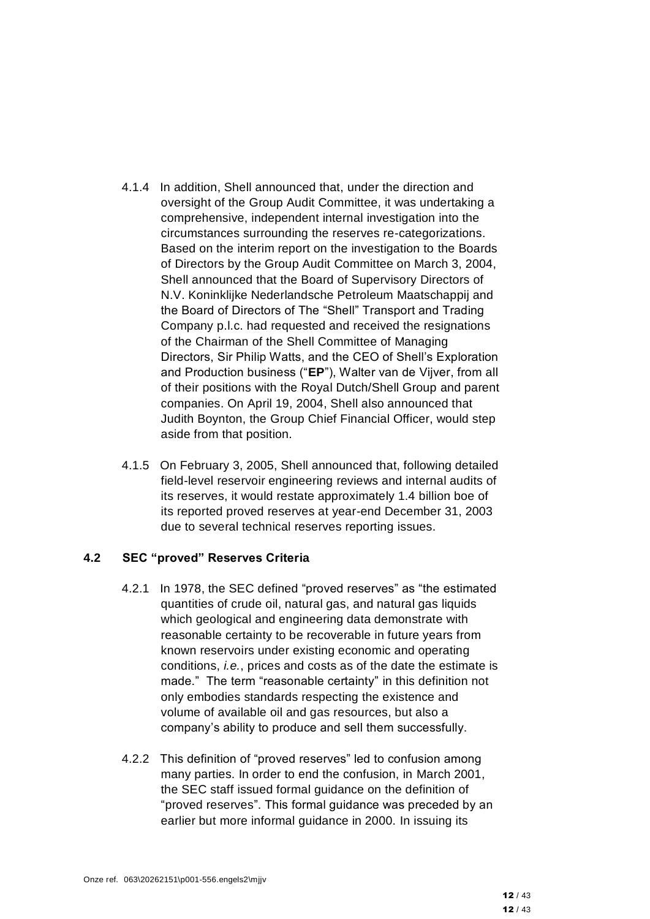4.1.4 In addition, Shell announced that, under the direction and oversight of the Group Audit Committee, it was undertaking a comprehensive, independent internal investigation into the circumstances surrounding the reserves re-categorizations. Based on the interim report on the investigation to the Boards of Directors by the Group Audit Committee on March 3, 2004, Shell announced that the Board of Supervisory Directors of N.V. Koninklijke Nederlandsche Petroleum Maatschappij and the Board of Directors of The "Shell" Transport and Trading Company p.l.c. had requested and received the resignations of the Chairman of the Shell Committee of Managing Directors, Sir Philip Watts, and the CEO of Shell's Exploration and Production business ("**EP**"), Walter van de Vijver, from all of their positions with the Royal Dutch/Shell Group and parent companies. On April 19, 2004, Shell also announced that Judith Boynton, the Group Chief Financial Officer, would step aside from that position.

4.1.5 On February 3, 2005, Shell announced that, following detailed field-level reservoir engineering reviews and internal audits of its reserves, it would restate approximately 1.4 billion boe of its reported proved reserves at year-end December 31, 2003 due to several technical reserves reporting issues.

### 4.2 SEC "proved" Reserves Criteria

4.2.1 In 1978, the SEC defined "proved reserves" as "the estimated quantities of crude oil, natural gas, and natural gas liquids which geological and engineering data demonstrate with reasonable certainty to be recoverable in future years from known reservoirs under existing economic and operating conditions, *i.e.*, prices and costs as of the date the estimate is made." The term "reasonable certainty" in this definition not only embodies standards respecting the existence and volume of available oil and gas resources, but also a company's ability to produce and sell them successfully.

4.2.2 This definition of "proved reserves" led to confusion among many parties. In order to end the confusion, in March 2001, the SEC staff issued formal guidance on the definition of "proved reserves". This formal guidance was preceded by an earlier but more informal guidance in 2000. In issuing its

Onze ref. 063\20262151\p001-556.engels2\mjjv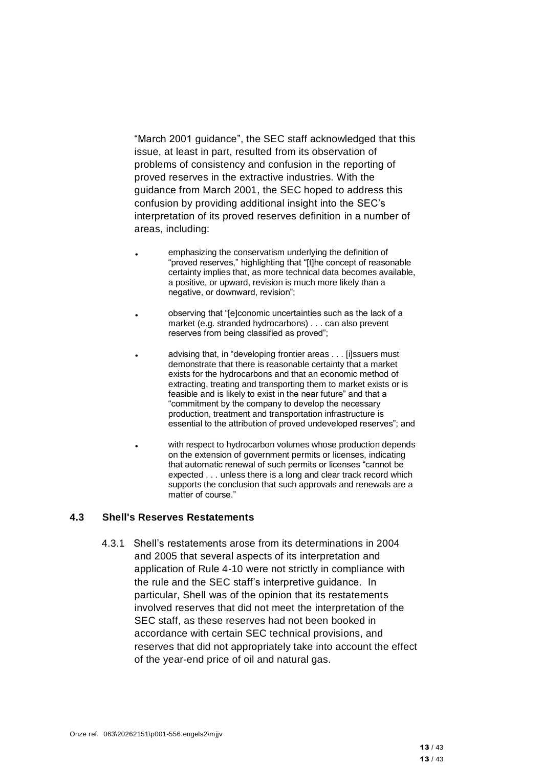"March 2001 guidance", the SEC staff acknowledged that this issue, at least in part, resulted from its observation of problems of consistency and confusion in the reporting of proved reserves in the extractive industries. With the guidance from March 2001, the SEC hoped to address this confusion by providing additional insight into the SEC's interpretation of its proved reserves definition in a number of areas, including:

- emphasizing the conservatism underlying the definition of "proved reserves," highlighting that "[t]he concept of reasonable certainty implies that, as more technical data becomes available, a positive, or upward, revision is much more likely than a negative, or downward, revision";
- observing that "[e]conomic uncertainties such as the lack of a market (e.g. stranded hydrocarbons) . . . can also prevent reserves from being classified as proved";
- advising that, in "developing frontier areas . . . [i]ssuers must demonstrate that there is reasonable certainty that a market exists for the hydrocarbons and that an economic method of extracting, treating and transporting them to market exists or is feasible and is likely to exist in the near future" and that a "commitment by the company to develop the necessary production, treatment and transportation infrastructure is essential to the attribution of proved undeveloped reserves"; and
- with respect to hydrocarbon volumes whose production depends on the extension of government permits or licenses, indicating that automatic renewal of such permits or licenses "cannot be expected . . . unless there is a long and clear track record which supports the conclusion that such approvals and renewals are a matter of course."

### 4.3 Shell's Reserves Restatements

4.3.1 Shell's restatements arose from its determinations in 2004 and 2005 that several aspects of its interpretation and application of Rule 4-10 were not strictly in compliance with the rule and the SEC staff's interpretive guidance. In particular, Shell was of the opinion that its restatements involved reserves that did not meet the interpretation of the SEC staff, as these reserves had not been booked in accordance with certain SEC technical provisions, and reserves that did not appropriately take into account the effect of the year-end price of oil and natural gas.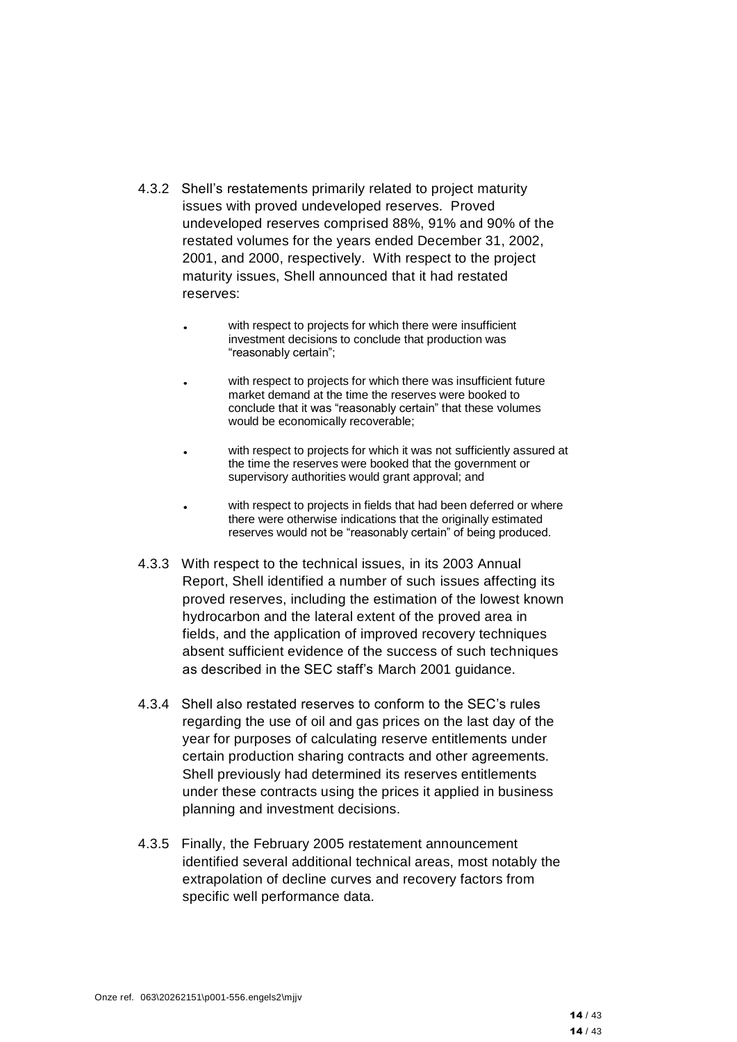4.3.2 Shell's restatements primarily related to project maturity issues with proved undeveloped reserves. Proved undeveloped reserves comprised 88%, 91% and 90% of the restated volumes for the years ended December 31, 2002, 2001, and 2000, respectively. With respect to the project maturity issues, Shell announced that it had restated reserves:

- with respect to projects for which there were insufficient investment decisions to conclude that production was "reasonably certain";
- with respect to projects for which there was insufficient future market demand at the time the reserves were booked to conclude that it was "reasonably certain" that these volumes would be economically recoverable;
- with respect to projects for which it was not sufficiently assured at the time the reserves were booked that the government or supervisory authorities would grant approval; and
- with respect to projects in fields that had been deferred or where there were otherwise indications that the originally estimated reserves would not be "reasonably certain" of being produced.

4.3.3 With respect to the technical issues, in its 2003 Annual Report, Shell identified a number of such issues affecting its proved reserves, including the estimation of the lowest known hydrocarbon and the lateral extent of the proved area in fields, and the application of improved recovery techniques absent sufficient evidence of the success of such techniques as described in the SEC staff's March 2001 guidance.

4.3.4 Shell also restated reserves to conform to the SEC's rules regarding the use of oil and gas prices on the last day of the year for purposes of calculating reserve entitlements under certain production sharing contracts and other agreements. Shell previously had determined its reserves entitlements under these contracts using the prices it applied in business planning and investment decisions.

4.3.5 Finally, the February 2005 restatement announcement identified several additional technical areas, most notably the extrapolation of decline curves and recovery factors from specific well performance data.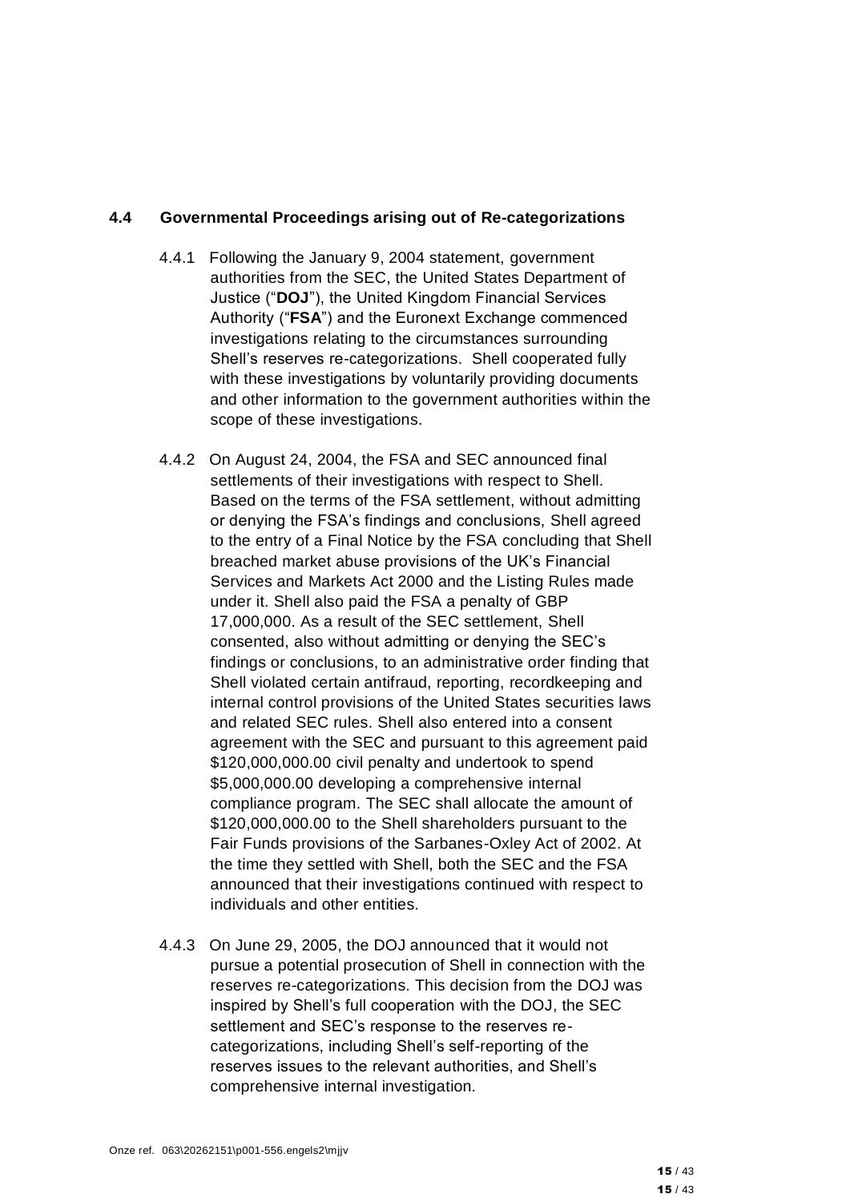### 4.4 Governmental Proceedings arising out of Re-categorizations

4.4.1 Following the January 9, 2004 statement, government authorities from the SEC, the United States Department of Justice ("**DOJ**"), the United Kingdom Financial Services Authority ("**FSA**") and the Euronext Exchange commenced investigations relating to the circumstances surrounding Shell's reserves re-categorizations. Shell cooperated fully with these investigations by voluntarily providing documents and other information to the government authorities within the scope of these investigations.

4.4.2 On August 24, 2004, the FSA and SEC announced final settlements of their investigations with respect to Shell. Based on the terms of the FSA settlement, without admitting or denying the FSA's findings and conclusions, Shell agreed to the entry of a Final Notice by the FSA concluding that Shell breached market abuse provisions of the UK's Financial Services and Markets Act 2000 and the Listing Rules made under it. Shell also paid the FSA a penalty of GBP 17,000,000. As a result of the SEC settlement, Shell consented, also without admitting or denying the SEC's findings or conclusions, to an administrative order finding that Shell violated certain antifraud, reporting, recordkeeping and internal control provisions of the United States securities laws and related SEC rules. Shell also entered into a consent agreement with the SEC and pursuant to this agreement paid $120,000,000.00 civil penalty and undertook to spend $5,000,000.00 developing a comprehensive internal compliance program. The SEC shall allocate the amount of $120,000,000.00 to the Shell shareholders pursuant to the Fair Funds provisions of the Sarbanes-Oxley Act of 2002. At the time they settled with Shell, both the SEC and the FSA announced that their investigations continued with respect to individuals and other entities.

4.4.3 On June 29, 2005, the DOJ announced that it would not pursue a potential prosecution of Shell in connection with the reserves re-categorizations. This decision from the DOJ was inspired by Shell's full cooperation with the DOJ, the SEC settlement and SEC's response to the reserves re-categorizations, including Shell's self-reporting of the reserves issues to the relevant authorities, and Shell's comprehensive internal investigation.

Onze ref. 063\20262151\p001-556.engels2\mjjv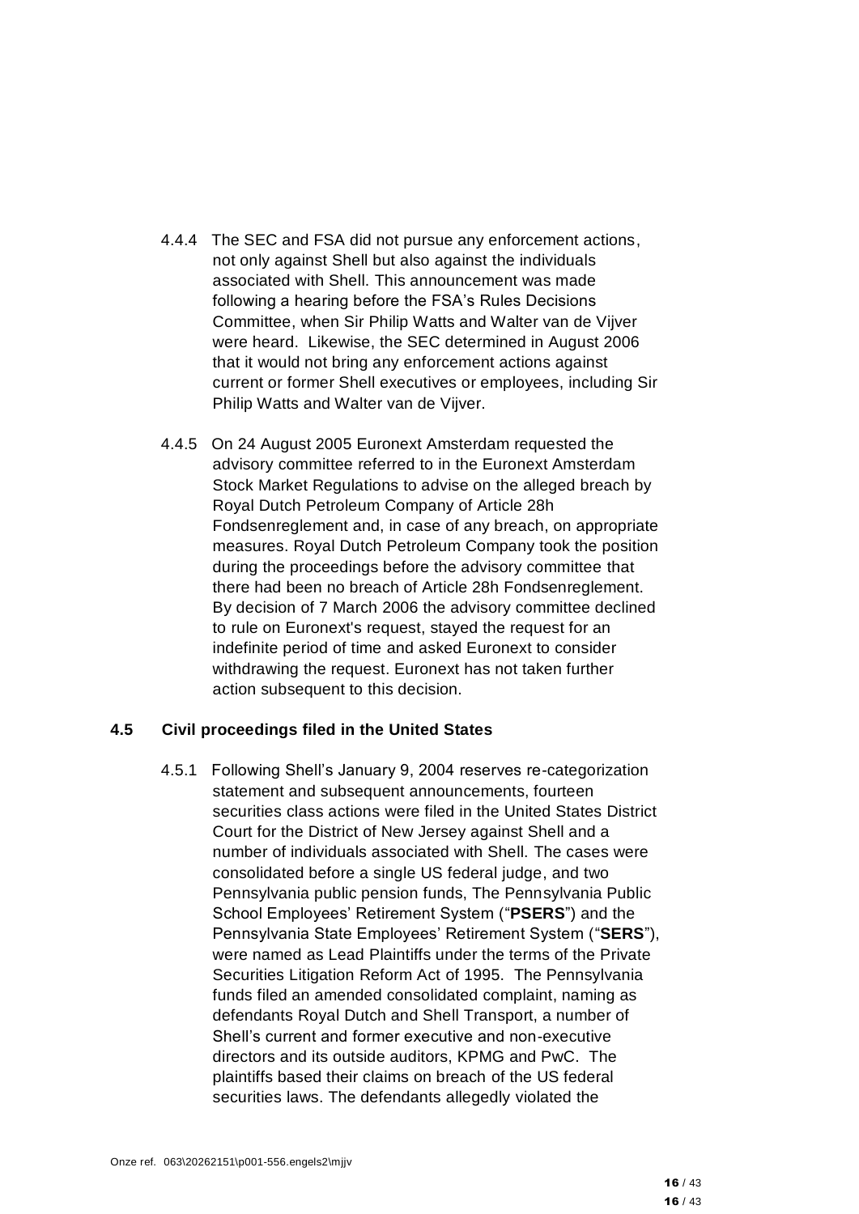4.4.4 The SEC and FSA did not pursue any enforcement actions, not only against Shell but also against the individuals associated with Shell. This announcement was made following a hearing before the FSA's Rules Decisions Committee, when Sir Philip Watts and Walter van de Vijver were heard. Likewise, the SEC determined in August 2006 that it would not bring any enforcement actions against current or former Shell executives or employees, including Sir Philip Watts and Walter van de Vijver.

4.4.5 On 24 August 2005 Euronext Amsterdam requested the advisory committee referred to in the Euronext Amsterdam Stock Market Regulations to advise on the alleged breach by Royal Dutch Petroleum Company of Article 28h Fondsenreglement and, in case of any breach, on appropriate measures. Royal Dutch Petroleum Company took the position during the proceedings before the advisory committee that there had been no breach of Article 28h Fondsenreglement. By decision of 7 March 2006 the advisory committee declined to rule on Euronext's request, stayed the request for an indefinite period of time and asked Euronext to consider withdrawing the request. Euronext has not taken further action subsequent to this decision.

## 4.5 Civil proceedings filed in the United States

4.5.1 Following Shell's January 9, 2004 reserves re-categorization statement and subsequent announcements, fourteen securities class actions were filed in the United States District Court for the District of New Jersey against Shell and a number of individuals associated with Shell. The cases were consolidated before a single US federal judge, and two Pennsylvania public pension funds, The Pennsylvania Public School Employees' Retirement System ("**PSERS**") and the Pennsylvania State Employees' Retirement System ("**SERS**"), were named as Lead Plaintiffs under the terms of the Private Securities Litigation Reform Act of 1995. The Pennsylvania funds filed an amended consolidated complaint, naming as defendants Royal Dutch and Shell Transport, a number of Shell's current and former executive and non-executive directors and its outside auditors, KPMG and PwC. The plaintiffs based their claims on breach of the US federal securities laws. The defendants allegedly violated the

Onze ref. 063\20262151\p001-556.engels2\mjjv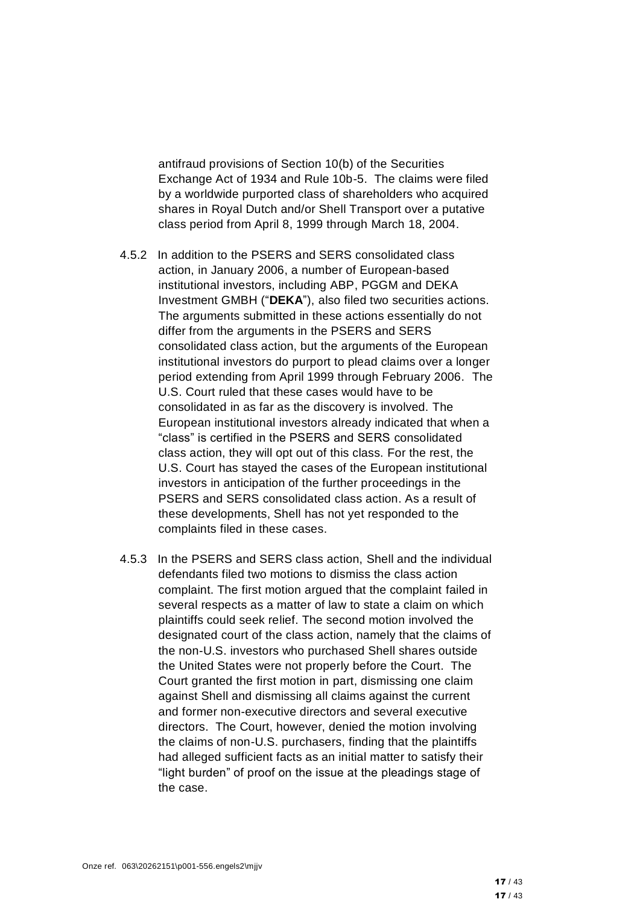antifraud provisions of Section 10(b) of the Securities Exchange Act of 1934 and Rule 10b-5. The claims were filed by a worldwide purported class of shareholders who acquired shares in Royal Dutch and/or Shell Transport over a putative class period from April 8, 1999 through March 18, 2004.

4.5.2 In addition to the PSERS and SERS consolidated class action, in January 2006, a number of European-based institutional investors, including ABP, PGGM and DEKA Investment GMBH ("**DEKA**"), also filed two securities actions. The arguments submitted in these actions essentially do not differ from the arguments in the PSERS and SERS consolidated class action, but the arguments of the European institutional investors do purport to plead claims over a longer period extending from April 1999 through February 2006. The U.S. Court ruled that these cases would have to be consolidated in as far as the discovery is involved. The European institutional investors already indicated that when a "class" is certified in the PSERS and SERS consolidated class action, they will opt out of this class. For the rest, the U.S. Court has stayed the cases of the European institutional investors in anticipation of the further proceedings in the PSERS and SERS consolidated class action. As a result of these developments, Shell has not yet responded to the complaints filed in these cases.

4.5.3 In the PSERS and SERS class action, Shell and the individual defendants filed two motions to dismiss the class action complaint. The first motion argued that the complaint failed in several respects as a matter of law to state a claim on which plaintiffs could seek relief. The second motion involved the designated court of the class action, namely that the claims of the non-U.S. investors who purchased Shell shares outside the United States were not properly before the Court. The Court granted the first motion in part, dismissing one claim against Shell and dismissing all claims against the current and former non-executive directors and several executive directors. The Court, however, denied the motion involving the claims of non-U.S. purchasers, finding that the plaintiffs had alleged sufficient facts as an initial matter to satisfy their "light burden" of proof on the issue at the pleadings stage of the case.

Onze ref. 063\20262151\p001-556.engels2\mjjv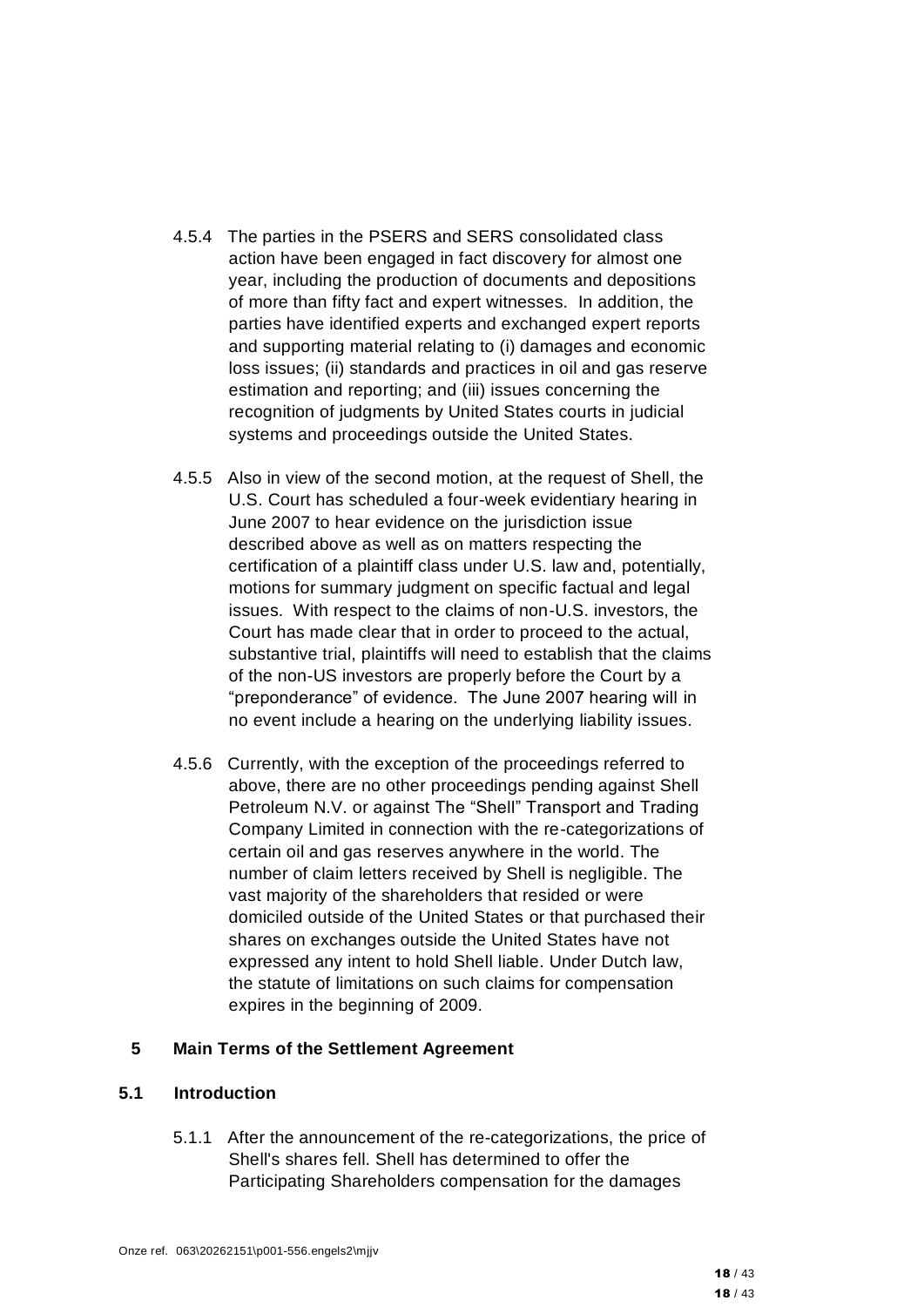4.5.4 The parties in the PSERS and SERS consolidated class action have been engaged in fact discovery for almost one year, including the production of documents and depositions of more than fifty fact and expert witnesses. In addition, the parties have identified experts and exchanged expert reports and supporting material relating to (i) damages and economic loss issues; (ii) standards and practices in oil and gas reserve estimation and reporting; and (iii) issues concerning the recognition of judgments by United States courts in judicial systems and proceedings outside the United States.

4.5.5 Also in view of the second motion, at the request of Shell, the U.S. Court has scheduled a four-week evidentiary hearing in June 2007 to hear evidence on the jurisdiction issue described above as well as on matters respecting the certification of a plaintiff class under U.S. law and, potentially, motions for summary judgment on specific factual and legal issues. With respect to the claims of non-U.S. investors, the Court has made clear that in order to proceed to the actual, substantive trial, plaintiffs will need to establish that the claims of the non-US investors are properly before the Court by a "preponderance" of evidence. The June 2007 hearing will in no event include a hearing on the underlying liability issues.

4.5.6 Currently, with the exception of the proceedings referred to above, there are no other proceedings pending against Shell Petroleum N.V. or against The "Shell" Transport and Trading Company Limited in connection with the re-categorizations of certain oil and gas reserves anywhere in the world. The number of claim letters received by Shell is negligible. The vast majority of the shareholders that resided or were domiciled outside of the United States or that purchased their shares on exchanges outside the United States have not expressed any intent to hold Shell liable. Under Dutch law, the statute of limitations on such claims for compensation expires in the beginning of 2009.

## 5 Main Terms of the Settlement Agreement

### 5.1 Introduction

5.1.1 After the announcement of the re-categorizations, the price of Shell's shares fell. Shell has determined to offer the Participating Shareholders compensation for the damages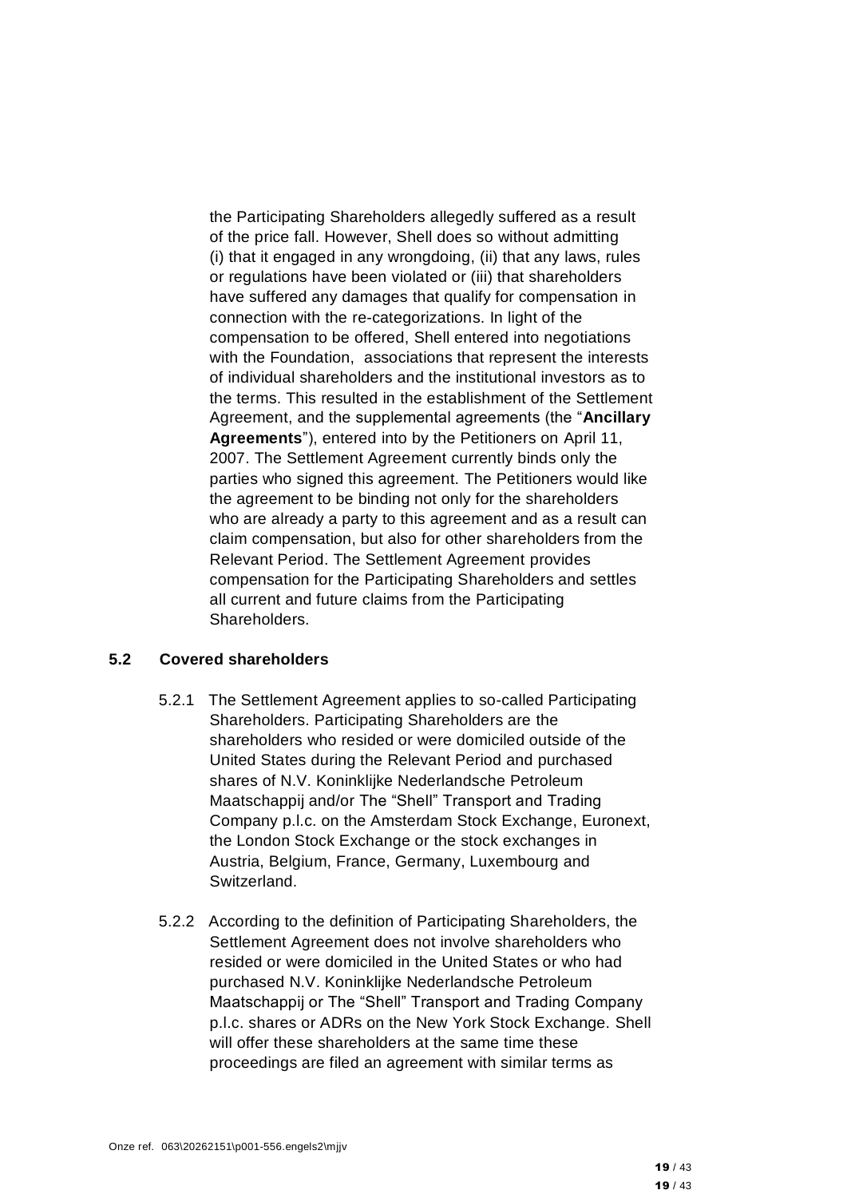the Participating Shareholders allegedly suffered as a result of the price fall. However, Shell does so without admitting (i) that it engaged in any wrongdoing, (ii) that any laws, rules or regulations have been violated or (iii) that shareholders have suffered any damages that qualify for compensation in connection with the re-categorizations. In light of the compensation to be offered, Shell entered into negotiations with the Foundation, associations that represent the interests of individual shareholders and the institutional investors as to the terms. This resulted in the establishment of the Settlement Agreement, and the supplemental agreements (the "**Ancillary Agreements**"), entered into by the Petitioners on April 11, 2007. The Settlement Agreement currently binds only the parties who signed this agreement. The Petitioners would like the agreement to be binding not only for the shareholders who are already a party to this agreement and as a result can claim compensation, but also for other shareholders from the Relevant Period. The Settlement Agreement provides compensation for the Participating Shareholders and settles all current and future claims from the Participating Shareholders.

## 5.2 Covered shareholders

5.2.1 The Settlement Agreement applies to so-called Participating Shareholders. Participating Shareholders are the shareholders who resided or were domiciled outside of the United States during the Relevant Period and purchased shares of N.V. Koninklijke Nederlandsche Petroleum Maatschappij and/or The "Shell" Transport and Trading Company p.l.c. on the Amsterdam Stock Exchange, Euronext, the London Stock Exchange or the stock exchanges in Austria, Belgium, France, Germany, Luxembourg and Switzerland.

5.2.2 According to the definition of Participating Shareholders, the Settlement Agreement does not involve shareholders who resided or were domiciled in the United States or who had purchased N.V. Koninklijke Nederlandsche Petroleum Maatschappij or The "Shell" Transport and Trading Company p.l.c. shares or ADRs on the New York Stock Exchange. Shell will offer these shareholders at the same time these proceedings are filed an agreement with similar terms as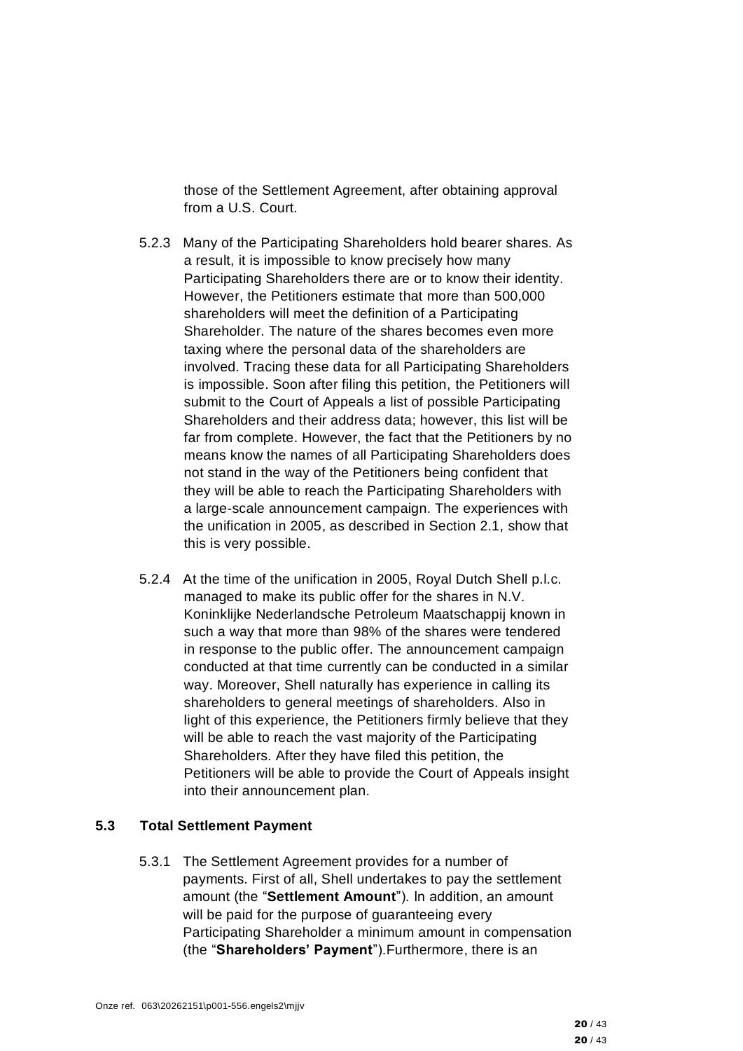those of the Settlement Agreement, after obtaining approval from a U.S. Court.

5.2.3 Many of the Participating Shareholders hold bearer shares. As a result, it is impossible to know precisely how many Participating Shareholders there are or to know their identity. However, the Petitioners estimate that more than 500,000 shareholders will meet the definition of a Participating Shareholder. The nature of the shares becomes even more taxing where the personal data of the shareholders are involved. Tracing these data for all Participating Shareholders is impossible. Soon after filing this petition, the Petitioners will submit to the Court of Appeals a list of possible Participating Shareholders and their address data; however, this list will be far from complete. However, the fact that the Petitioners by no means know the names of all Participating Shareholders does not stand in the way of the Petitioners being confident that they will be able to reach the Participating Shareholders with a large-scale announcement campaign. The experiences with the unification in 2005, as described in Section 2.1, show that this is very possible.

5.2.4 At the time of the unification in 2005, Royal Dutch Shell p.l.c. managed to make its public offer for the shares in N.V. Koninklijke Nederlandsche Petroleum Maatschappij known in such a way that more than 98% of the shares were tendered in response to the public offer. The announcement campaign conducted at that time currently can be conducted in a similar way. Moreover, Shell naturally has experience in calling its shareholders to general meetings of shareholders. Also in light of this experience, the Petitioners firmly believe that they will be able to reach the vast majority of the Participating Shareholders. After they have filed this petition, the Petitioners will be able to provide the Court of Appeals insight into their announcement plan.

### 5.3 Total Settlement Payment

5.3.1 The Settlement Agreement provides for a number of payments. First of all, Shell undertakes to pay the settlement amount (the "**Settlement Amount**"). In addition, an amount will be paid for the purpose of guaranteeing every Participating Shareholder a minimum amount in compensation (the "**Shareholders' Payment**").Furthermore, there is an

Onze ref. 063\20262151\p001-556.engels2\mjjv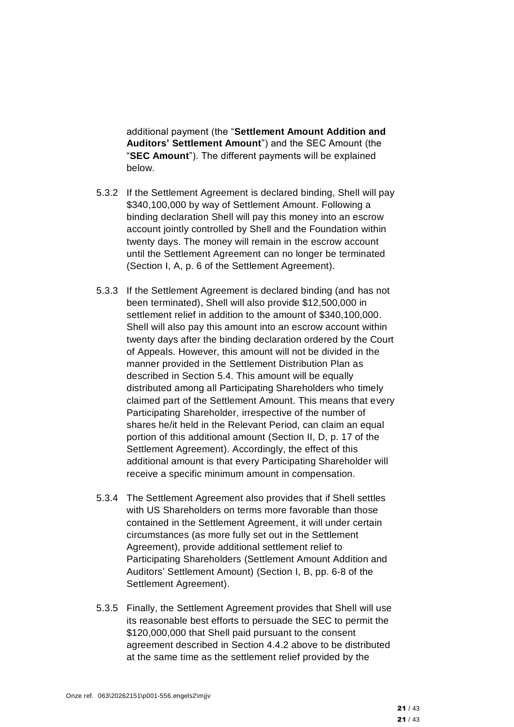additional payment (the "**Settlement Amount Addition and Auditors' Settlement Amount**") and the SEC Amount (the "**SEC Amount**"). The different payments will be explained below.

5.3.2 If the Settlement Agreement is declared binding, Shell will pay $340,100,000 by way of Settlement Amount. Following a binding declaration Shell will pay this money into an escrow account jointly controlled by Shell and the Foundation within twenty days. The money will remain in the escrow account until the Settlement Agreement can no longer be terminated (Section I, A, p. 6 of the Settlement Agreement).

5.3.3 If the Settlement Agreement is declared binding (and has not been terminated), Shell will also provide $12,500,000 in settlement relief in addition to the amount of $340,100,000. Shell will also pay this amount into an escrow account within twenty days after the binding declaration ordered by the Court of Appeals. However, this amount will not be divided in the manner provided in the Settlement Distribution Plan as described in Section 5.4. This amount will be equally distributed among all Participating Shareholders who timely claimed part of the Settlement Amount. This means that every Participating Shareholder, irrespective of the number of shares he/it held in the Relevant Period, can claim an equal portion of this additional amount (Section II, D, p. 17 of the Settlement Agreement). Accordingly, the effect of this additional amount is that every Participating Shareholder will receive a specific minimum amount in compensation.

5.3.4 The Settlement Agreement also provides that if Shell settles with US Shareholders on terms more favorable than those contained in the Settlement Agreement, it will under certain circumstances (as more fully set out in the Settlement Agreement), provide additional settlement relief to Participating Shareholders (Settlement Amount Addition and Auditors' Settlement Amount) (Section I, B, pp. 6-8 of the Settlement Agreement).

5.3.5 Finally, the Settlement Agreement provides that Shell will use its reasonable best efforts to persuade the SEC to permit the $120,000,000 that Shell paid pursuant to the consent agreement described in Section 4.4.2 above to be distributed at the same time as the settlement relief provided by the

Onze ref. 063\20262151\p001-556.engels2\mjjv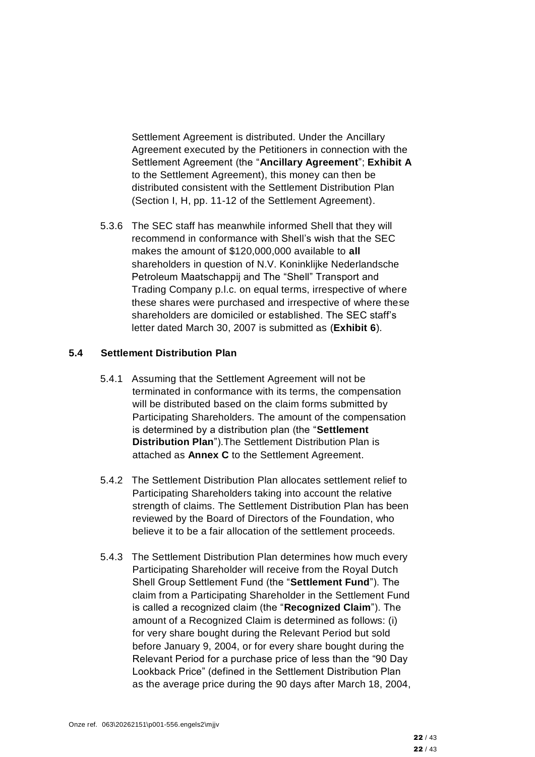Settlement Agreement is distributed. Under the Ancillary Agreement executed by the Petitioners in connection with the Settlement Agreement (the "**Ancillary Agreement**"; **Exhibit A** to the Settlement Agreement), this money can then be distributed consistent with the Settlement Distribution Plan (Section I, H, pp. 11-12 of the Settlement Agreement).

5.3.6 The SEC staff has meanwhile informed Shell that they will recommend in conformance with Shell's wish that the SEC makes the amount of $120,000,000 available to **all** shareholders in question of N.V. Koninklijke Nederlandsche Petroleum Maatschappij and The "Shell" Transport and Trading Company p.l.c. on equal terms, irrespective of where these shares were purchased and irrespective of where these shareholders are domiciled or established. The SEC staff's letter dated March 30, 2007 is submitted as (**Exhibit 6**).

### 5.4 Settlement Distribution Plan

5.4.1 Assuming that the Settlement Agreement will not be terminated in conformance with its terms, the compensation will be distributed based on the claim forms submitted by Participating Shareholders. The amount of the compensation is determined by a distribution plan (the "**Settlement Distribution Plan**").The Settlement Distribution Plan is attached as **Annex C** to the Settlement Agreement.

5.4.2 The Settlement Distribution Plan allocates settlement relief to Participating Shareholders taking into account the relative strength of claims. The Settlement Distribution Plan has been reviewed by the Board of Directors of the Foundation, who believe it to be a fair allocation of the settlement proceeds.

5.4.3 The Settlement Distribution Plan determines how much every Participating Shareholder will receive from the Royal Dutch Shell Group Settlement Fund (the "**Settlement Fund**"). The claim from a Participating Shareholder in the Settlement Fund is called a recognized claim (the "**Recognized Claim**"). The amount of a Recognized Claim is determined as follows: (i) for very share bought during the Relevant Period but sold before January 9, 2004, or for every share bought during the Relevant Period for a purchase price of less than the "90 Day Lookback Price" (defined in the Settlement Distribution Plan as the average price during the 90 days after March 18, 2004,

Onze ref. 063\20262151\p001-556.engels2\mjjv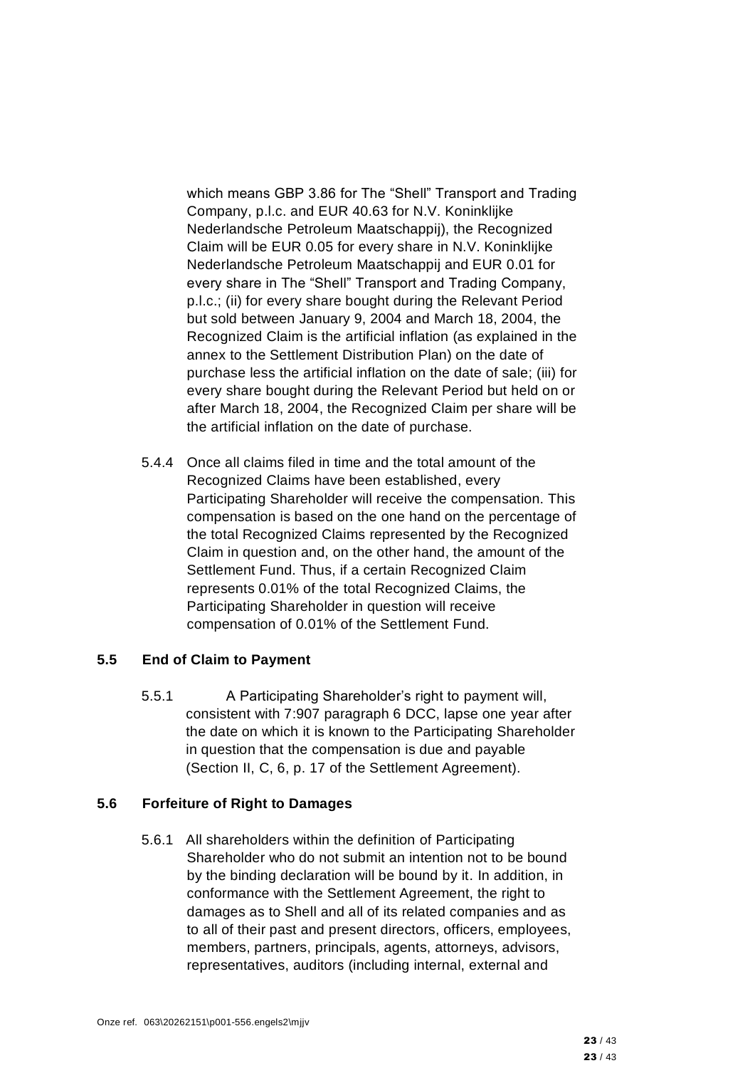which means GBP 3.86 for The "Shell" Transport and Trading Company, p.l.c. and EUR 40.63 for N.V. Koninklijke Nederlandsche Petroleum Maatschappij), the Recognized Claim will be EUR 0.05 for every share in N.V. Koninklijke Nederlandsche Petroleum Maatschappij and EUR 0.01 for every share in The "Shell" Transport and Trading Company, p.l.c.; (ii) for every share bought during the Relevant Period but sold between January 9, 2004 and March 18, 2004, the Recognized Claim is the artificial inflation (as explained in the annex to the Settlement Distribution Plan) on the date of purchase less the artificial inflation on the date of sale; (iii) for every share bought during the Relevant Period but held on or after March 18, 2004, the Recognized Claim per share will be the artificial inflation on the date of purchase.

5.4.4 Once all claims filed in time and the total amount of the Recognized Claims have been established, every Participating Shareholder will receive the compensation. This compensation is based on the one hand on the percentage of the total Recognized Claims represented by the Recognized Claim in question and, on the other hand, the amount of the Settlement Fund. Thus, if a certain Recognized Claim represents 0.01% of the total Recognized Claims, the Participating Shareholder in question will receive compensation of 0.01% of the Settlement Fund.

### 5.5 End of Claim to Payment

5.5.1 A Participating Shareholder's right to payment will, consistent with 7:907 paragraph 6 DCC, lapse one year after the date on which it is known to the Participating Shareholder in question that the compensation is due and payable (Section II, C, 6, p. 17 of the Settlement Agreement).

### 5.6 Forfeiture of Right to Damages

5.6.1 All shareholders within the definition of Participating Shareholder who do not submit an intention not to be bound by the binding declaration will be bound by it. In addition, in conformance with the Settlement Agreement, the right to damages as to Shell and all of its related companies and as to all of their past and present directors, officers, employees, members, partners, principals, agents, attorneys, advisors, representatives, auditors (including internal, external and

Onze ref. 063\20262151\p001-556.engels2\mjjv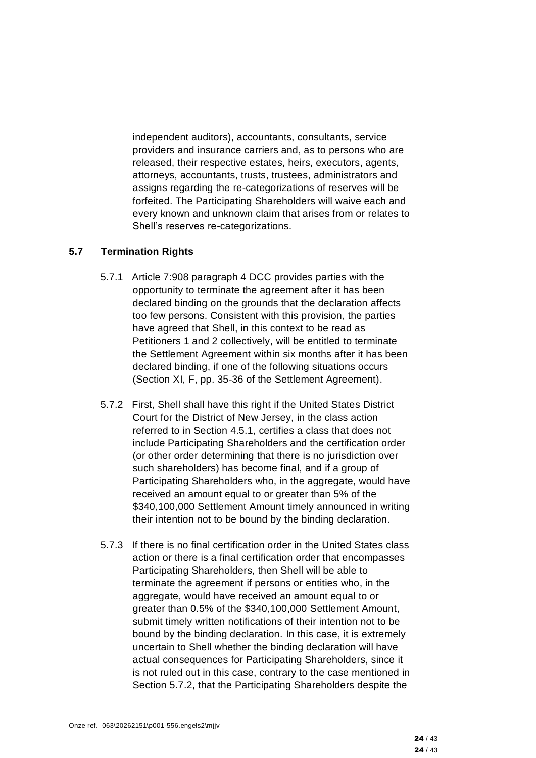independent auditors), accountants, consultants, service providers and insurance carriers and, as to persons who are released, their respective estates, heirs, executors, agents, attorneys, accountants, trusts, trustees, administrators and assigns regarding the re-categorizations of reserves will be forfeited. The Participating Shareholders will waive each and every known and unknown claim that arises from or relates to Shell's reserves re-categorizations.

### 5.7 Termination Rights

5.7.1 Article 7:908 paragraph 4 DCC provides parties with the opportunity to terminate the agreement after it has been declared binding on the grounds that the declaration affects too few persons. Consistent with this provision, the parties have agreed that Shell, in this context to be read as Petitioners 1 and 2 collectively, will be entitled to terminate the Settlement Agreement within six months after it has been declared binding, if one of the following situations occurs (Section XI, F, pp. 35-36 of the Settlement Agreement).

5.7.2 First, Shell shall have this right if the United States District Court for the District of New Jersey, in the class action referred to in Section 4.5.1, certifies a class that does not include Participating Shareholders and the certification order (or other order determining that there is no jurisdiction over such shareholders) has become final, and if a group of Participating Shareholders who, in the aggregate, would have received an amount equal to or greater than 5% of the $340,100,000 Settlement Amount timely announced in writing their intention not to be bound by the binding declaration.

5.7.3 If there is no final certification order in the United States class action or there is a final certification order that encompasses Participating Shareholders, then Shell will be able to terminate the agreement if persons or entities who, in the aggregate, would have received an amount equal to or greater than 0.5% of the $340,100,000 Settlement Amount, submit timely written notifications of their intention not to be bound by the binding declaration. In this case, it is extremely uncertain to Shell whether the binding declaration will have actual consequences for Participating Shareholders, since it is not ruled out in this case, contrary to the case mentioned in Section 5.7.2, that the Participating Shareholders despite the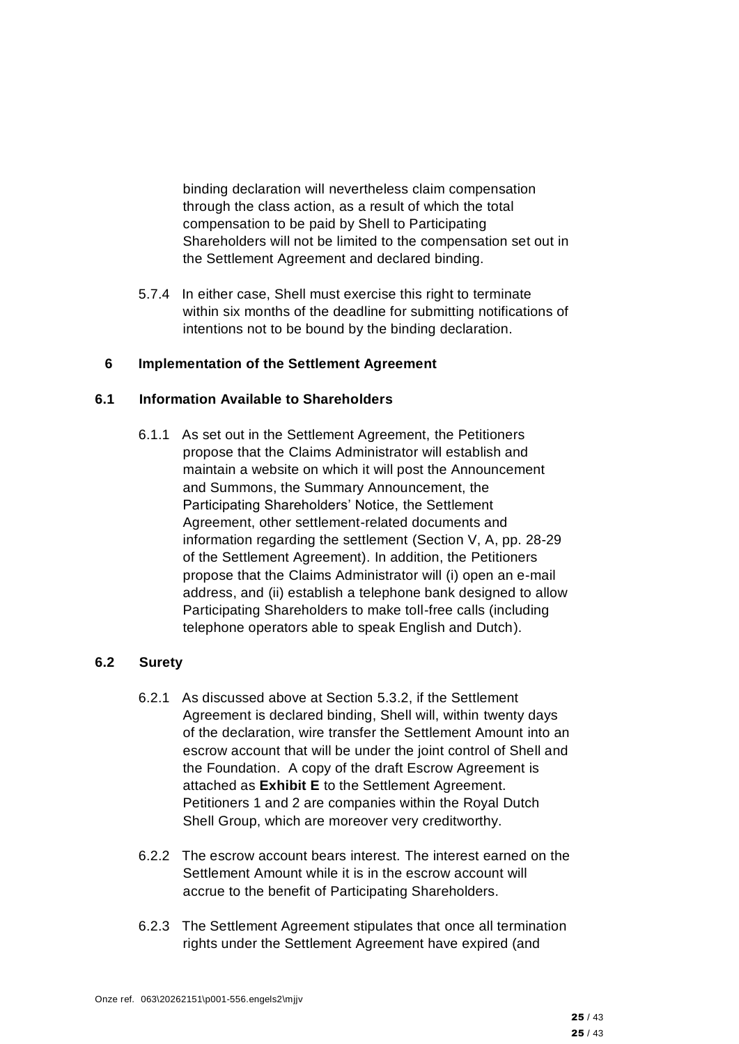binding declaration will nevertheless claim compensation through the class action, as a result of which the total compensation to be paid by Shell to Participating Shareholders will not be limited to the compensation set out in the Settlement Agreement and declared binding.

5.7.4 In either case, Shell must exercise this right to terminate within six months of the deadline for submitting notifications of intentions not to be bound by the binding declaration.

## 6 Implementation of the Settlement Agreement

### 6.1 Information Available to Shareholders

6.1.1 As set out in the Settlement Agreement, the Petitioners propose that the Claims Administrator will establish and maintain a website on which it will post the Announcement and Summons, the Summary Announcement, the Participating Shareholders' Notice, the Settlement Agreement, other settlement-related documents and information regarding the settlement (Section V, A, pp. 28-29 of the Settlement Agreement). In addition, the Petitioners propose that the Claims Administrator will (i) open an e-mail address, and (ii) establish a telephone bank designed to allow Participating Shareholders to make toll-free calls (including telephone operators able to speak English and Dutch).

### 6.2 Surety

6.2.1 As discussed above at Section 5.3.2, if the Settlement Agreement is declared binding, Shell will, within twenty days of the declaration, wire transfer the Settlement Amount into an escrow account that will be under the joint control of Shell and the Foundation. A copy of the draft Escrow Agreement is attached as **Exhibit E** to the Settlement Agreement. Petitioners 1 and 2 are companies within the Royal Dutch Shell Group, which are moreover very creditworthy.

6.2.2 The escrow account bears interest. The interest earned on the Settlement Amount while it is in the escrow account will accrue to the benefit of Participating Shareholders.

6.2.3 The Settlement Agreement stipulates that once all termination rights under the Settlement Agreement have expired (and

Onze ref. 063\20262151\p001-556.engels2\mjjv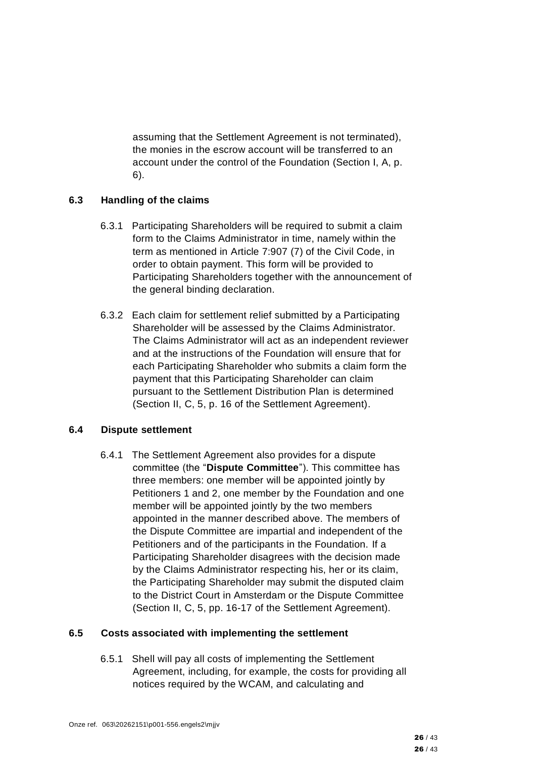assuming that the Settlement Agreement is not terminated), the monies in the escrow account will be transferred to an account under the control of the Foundation (Section I, A, p. 6).

### 6.3 Handling of the claims

6.3.1 Participating Shareholders will be required to submit a claim form to the Claims Administrator in time, namely within the term as mentioned in Article 7:907 (7) of the Civil Code, in order to obtain payment. This form will be provided to Participating Shareholders together with the announcement of the general binding declaration.

6.3.2 Each claim for settlement relief submitted by a Participating Shareholder will be assessed by the Claims Administrator. The Claims Administrator will act as an independent reviewer and at the instructions of the Foundation will ensure that for each Participating Shareholder who submits a claim form the payment that this Participating Shareholder can claim pursuant to the Settlement Distribution Plan is determined (Section II, C, 5, p. 16 of the Settlement Agreement).

### 6.4 Dispute settlement

6.4.1 The Settlement Agreement also provides for a dispute committee (the "**Dispute Committee**"). This committee has three members: one member will be appointed jointly by Petitioners 1 and 2, one member by the Foundation and one member will be appointed jointly by the two members appointed in the manner described above. The members of the Dispute Committee are impartial and independent of the Petitioners and of the participants in the Foundation. If a Participating Shareholder disagrees with the decision made by the Claims Administrator respecting his, her or its claim, the Participating Shareholder may submit the disputed claim to the District Court in Amsterdam or the Dispute Committee (Section II, C, 5, pp. 16-17 of the Settlement Agreement).

### 6.5 Costs associated with implementing the settlement

6.5.1 Shell will pay all costs of implementing the Settlement Agreement, including, for example, the costs for providing all notices required by the WCAM, and calculating and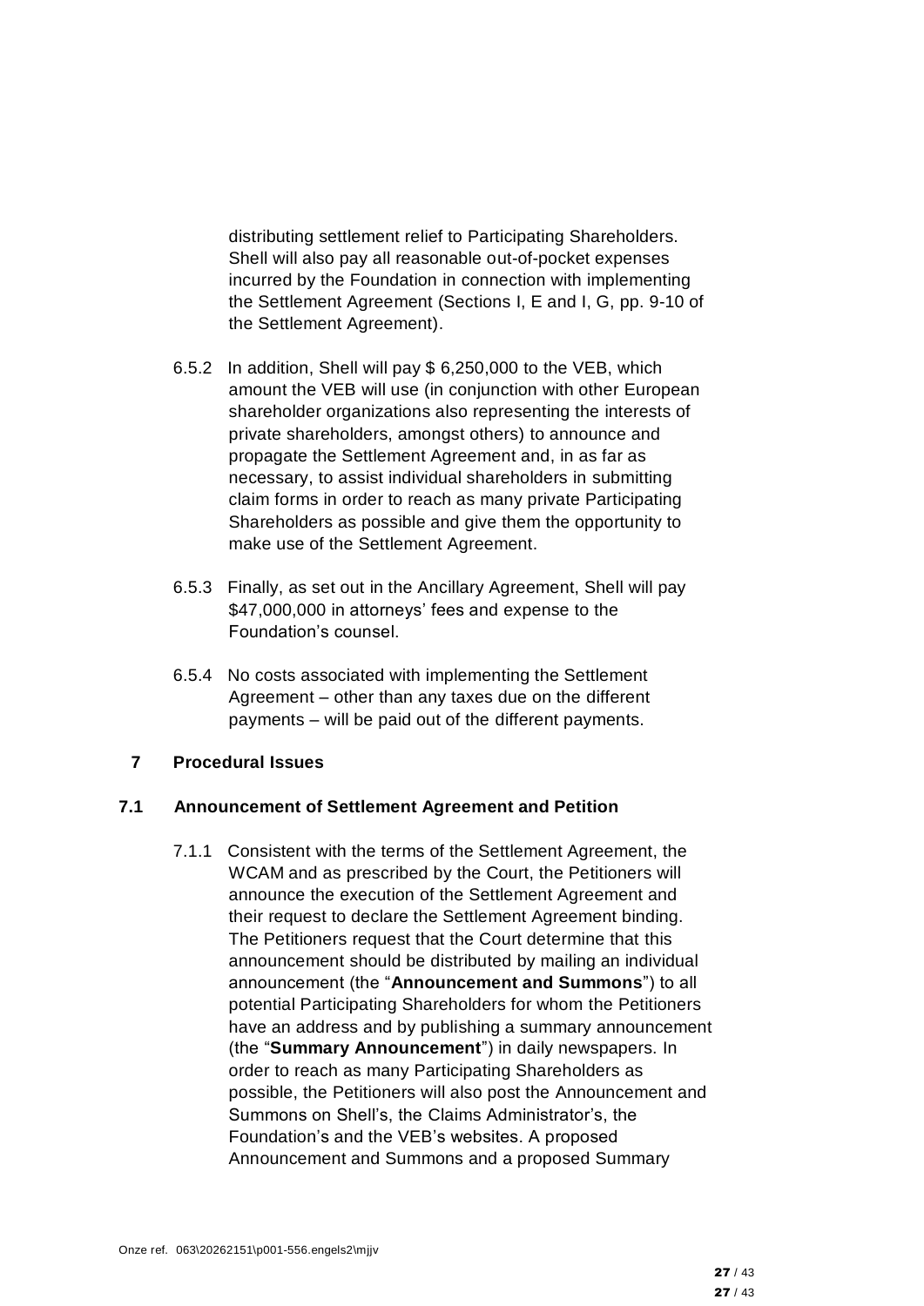distributing settlement relief to Participating Shareholders. Shell will also pay all reasonable out-of-pocket expenses incurred by the Foundation in connection with implementing the Settlement Agreement (Sections I, E and I, G, pp. 9-10 of the Settlement Agreement).

6.5.2 In addition, Shell will pay $ 6,250,000 to the VEB, which amount the VEB will use (in conjunction with other European shareholder organizations also representing the interests of private shareholders, amongst others) to announce and propagate the Settlement Agreement and, in as far as necessary, to assist individual shareholders in submitting claim forms in order to reach as many private Participating Shareholders as possible and give them the opportunity to make use of the Settlement Agreement.

6.5.3 Finally, as set out in the Ancillary Agreement, Shell will pay $47,000,000 in attorneys' fees and expense to the Foundation's counsel.

6.5.4 No costs associated with implementing the Settlement Agreement – other than any taxes due on the different payments – will be paid out of the different payments.

## 7 Procedural Issues

### 7.1 Announcement of Settlement Agreement and Petition

7.1.1 Consistent with the terms of the Settlement Agreement, the WCAM and as prescribed by the Court, the Petitioners will announce the execution of the Settlement Agreement and their request to declare the Settlement Agreement binding. The Petitioners request that the Court determine that this announcement should be distributed by mailing an individual announcement (the "**Announcement and Summons**") to all potential Participating Shareholders for whom the Petitioners have an address and by publishing a summary announcement (the "**Summary Announcement**") in daily newspapers. In order to reach as many Participating Shareholders as possible, the Petitioners will also post the Announcement and Summons on Shell's, the Claims Administrator's, the Foundation's and the VEB's websites. A proposed Announcement and Summons and a proposed Summary

Onze ref. 063\20262151\p001-556.engels2\mjjv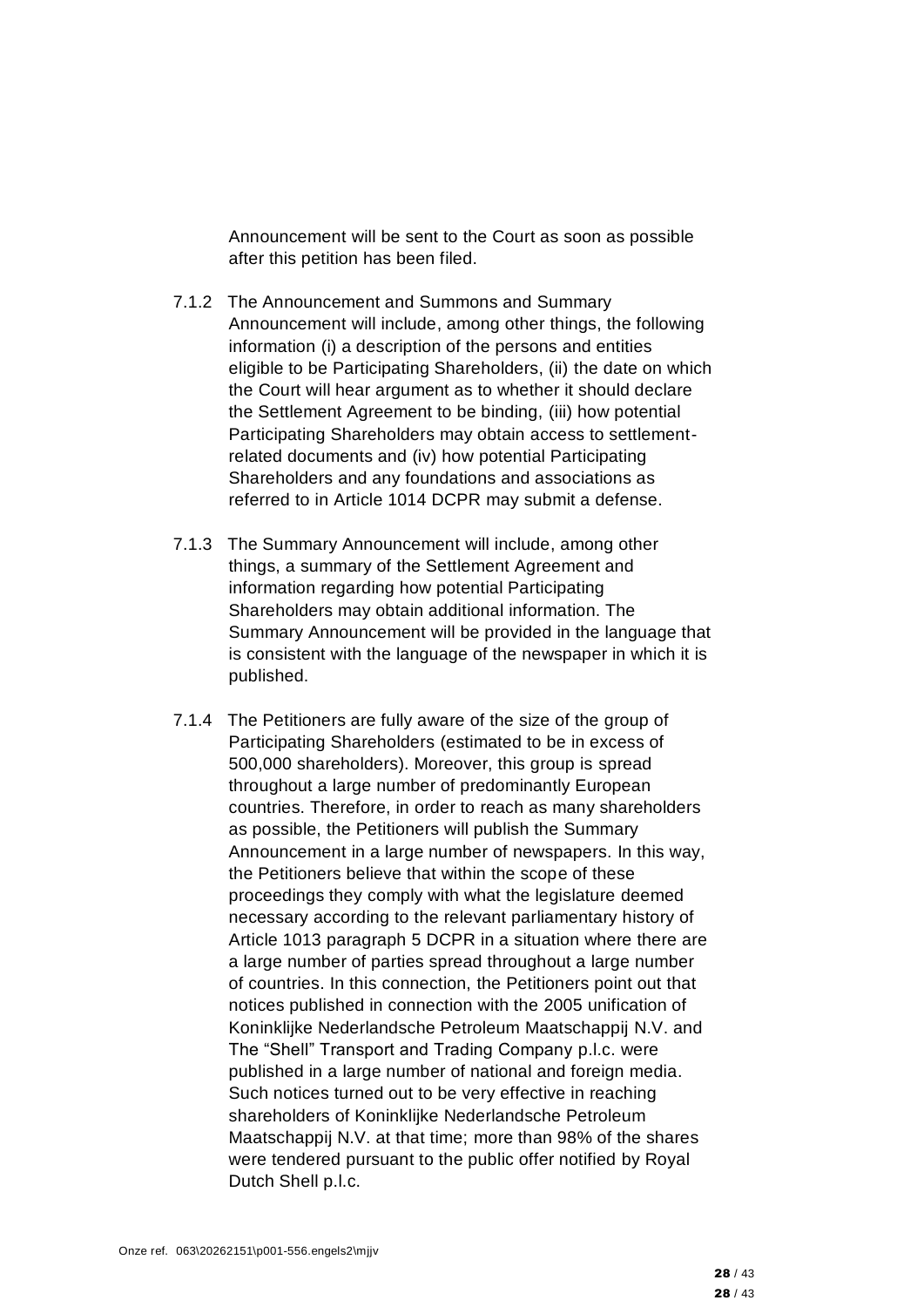Announcement will be sent to the Court as soon as possible after this petition has been filed.

7.1.2 The Announcement and Summons and Summary Announcement will include, among other things, the following information (i) a description of the persons and entities eligible to be Participating Shareholders, (ii) the date on which the Court will hear argument as to whether it should declare the Settlement Agreement to be binding, (iii) how potential Participating Shareholders may obtain access to settlement-related documents and (iv) how potential Participating Shareholders and any foundations and associations as referred to in Article 1014 DCPR may submit a defense.

7.1.3 The Summary Announcement will include, among other things, a summary of the Settlement Agreement and information regarding how potential Participating Shareholders may obtain additional information. The Summary Announcement will be provided in the language that is consistent with the language of the newspaper in which it is published.

7.1.4 The Petitioners are fully aware of the size of the group of Participating Shareholders (estimated to be in excess of 500,000 shareholders). Moreover, this group is spread throughout a large number of predominantly European countries. Therefore, in order to reach as many shareholders as possible, the Petitioners will publish the Summary Announcement in a large number of newspapers. In this way, the Petitioners believe that within the scope of these proceedings they comply with what the legislature deemed necessary according to the relevant parliamentary history of Article 1013 paragraph 5 DCPR in a situation where there are a large number of parties spread throughout a large number of countries. In this connection, the Petitioners point out that notices published in connection with the 2005 unification of Koninklijke Nederlandsche Petroleum Maatschappij N.V. and The "Shell" Transport and Trading Company p.l.c. were published in a large number of national and foreign media. Such notices turned out to be very effective in reaching shareholders of Koninklijke Nederlandsche Petroleum Maatschappij N.V. at that time; more than 98% of the shares were tendered pursuant to the public offer notified by Royal Dutch Shell p.l.c.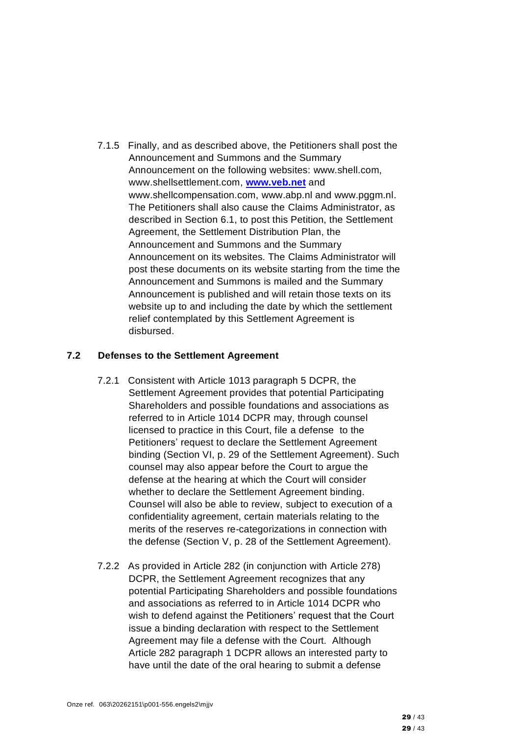7.1.5 Finally, and as described above, the Petitioners shall post the Announcement and Summons and the Summary Announcement on the following websites: www.shell.com, www.shellsettlement.com, **www.veb.net** and www.shellcompensation.com, www.abp.nl and www.pggm.nl. The Petitioners shall also cause the Claims Administrator, as described in Section 6.1, to post this Petition, the Settlement Agreement, the Settlement Distribution Plan, the Announcement and Summons and the Summary Announcement on its websites. The Claims Administrator will post these documents on its website starting from the time the Announcement and Summons is mailed and the Summary Announcement is published and will retain those texts on its website up to and including the date by which the settlement relief contemplated by this Settlement Agreement is disbursed.

### 7.2 Defenses to the Settlement Agreement

7.2.1 Consistent with Article 1013 paragraph 5 DCPR, the Settlement Agreement provides that potential Participating Shareholders and possible foundations and associations as referred to in Article 1014 DCPR may, through counsel licensed to practice in this Court, file a defense to the Petitioners' request to declare the Settlement Agreement binding (Section VI, p. 29 of the Settlement Agreement). Such counsel may also appear before the Court to argue the defense at the hearing at which the Court will consider whether to declare the Settlement Agreement binding. Counsel will also be able to review, subject to execution of a confidentiality agreement, certain materials relating to the merits of the reserves re-categorizations in connection with the defense (Section V, p. 28 of the Settlement Agreement).

7.2.2 As provided in Article 282 (in conjunction with Article 278) DCPR, the Settlement Agreement recognizes that any potential Participating Shareholders and possible foundations and associations as referred to in Article 1014 DCPR who wish to defend against the Petitioners' request that the Court issue a binding declaration with respect to the Settlement Agreement may file a defense with the Court. Although Article 282 paragraph 1 DCPR allows an interested party to have until the date of the oral hearing to submit a defense

Onze ref. 063\20262151\p001-556.engels2\mjjv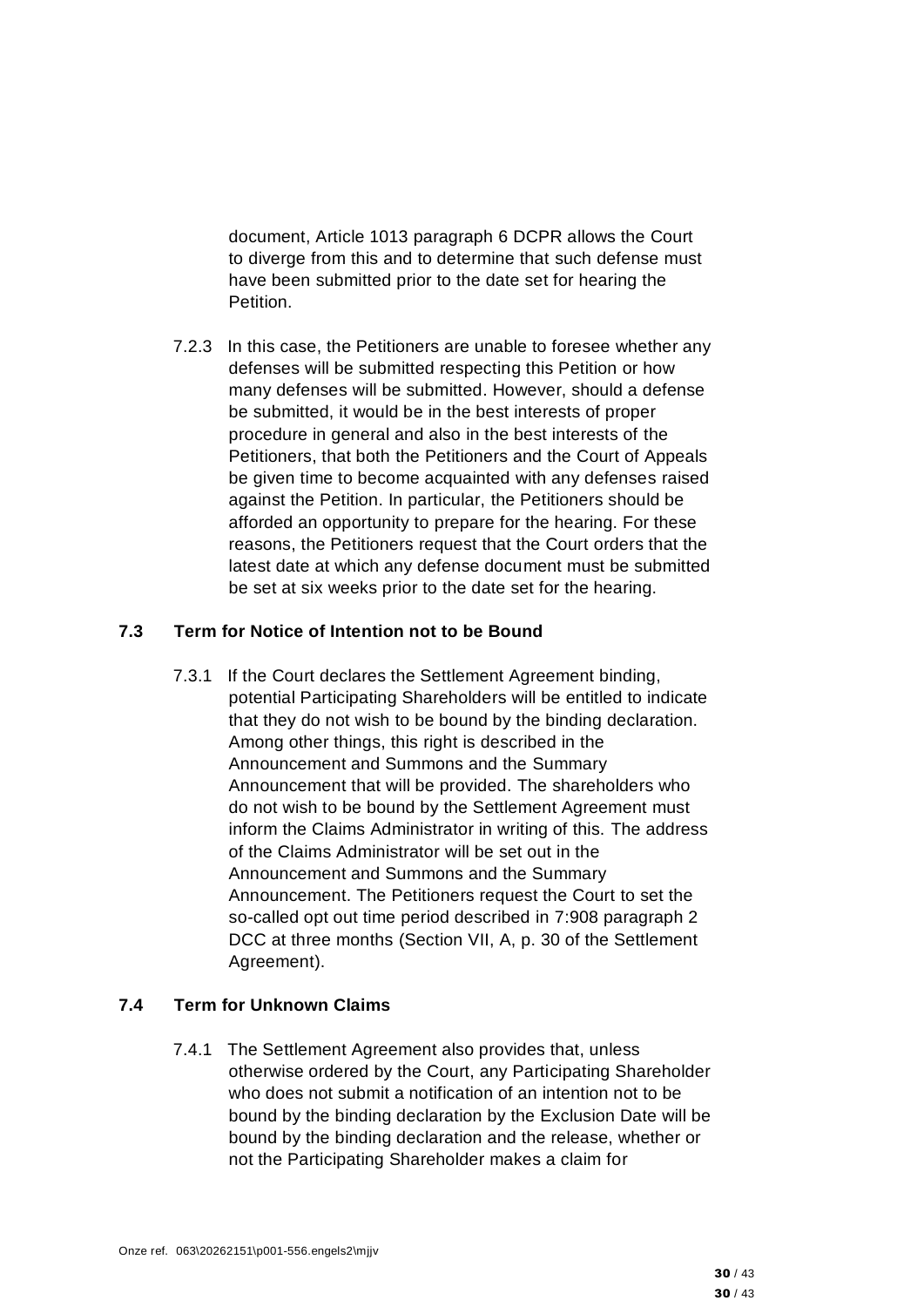document, Article 1013 paragraph 6 DCPR allows the Court to diverge from this and to determine that such defense must have been submitted prior to the date set for hearing the Petition.

7.2.3 In this case, the Petitioners are unable to foresee whether any defenses will be submitted respecting this Petition or how many defenses will be submitted. However, should a defense be submitted, it would be in the best interests of proper procedure in general and also in the best interests of the Petitioners, that both the Petitioners and the Court of Appeals be given time to become acquainted with any defenses raised against the Petition. In particular, the Petitioners should be afforded an opportunity to prepare for the hearing. For these reasons, the Petitioners request that the Court orders that the latest date at which any defense document must be submitted be set at six weeks prior to the date set for the hearing.

### 7.3 Term for Notice of Intention not to be Bound

7.3.1 If the Court declares the Settlement Agreement binding, potential Participating Shareholders will be entitled to indicate that they do not wish to be bound by the binding declaration. Among other things, this right is described in the Announcement and Summons and the Summary Announcement that will be provided. The shareholders who do not wish to be bound by the Settlement Agreement must inform the Claims Administrator in writing of this. The address of the Claims Administrator will be set out in the Announcement and Summons and the Summary Announcement. The Petitioners request the Court to set the so-called opt out time period described in 7:908 paragraph 2 DCC at three months (Section VII, A, p. 30 of the Settlement Agreement).

### 7.4 Term for Unknown Claims

7.4.1 The Settlement Agreement also provides that, unless otherwise ordered by the Court, any Participating Shareholder who does not submit a notification of an intention not to be bound by the binding declaration by the Exclusion Date will be bound by the binding declaration and the release, whether or not the Participating Shareholder makes a claim for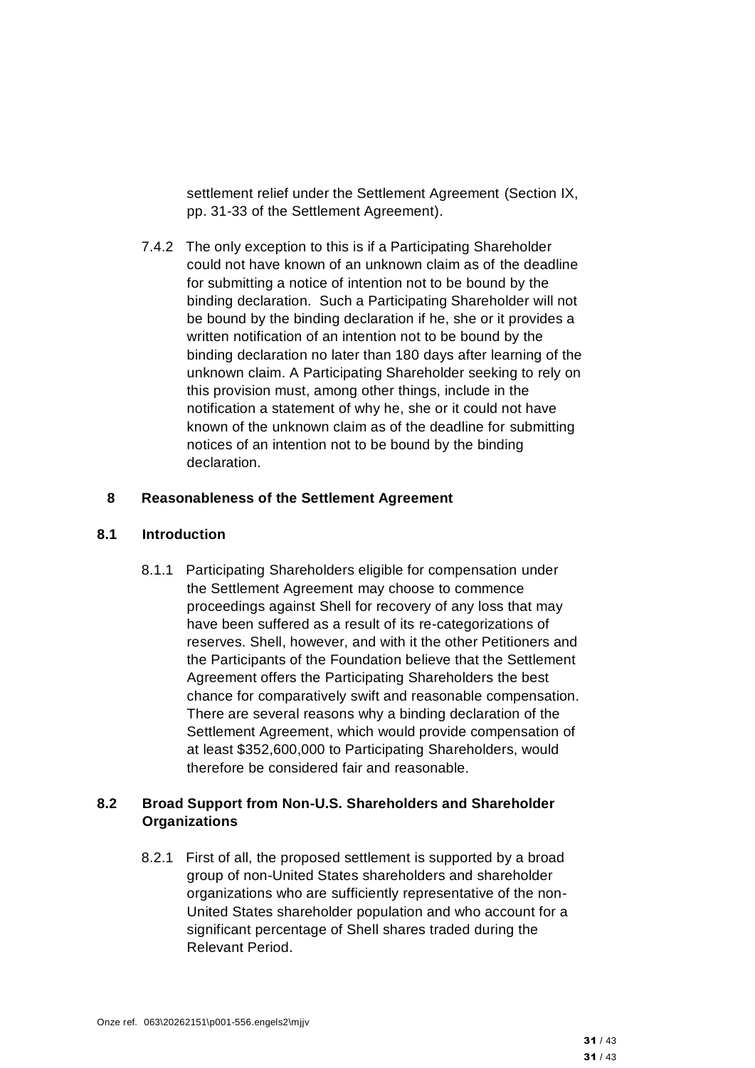settlement relief under the Settlement Agreement (Section IX, pp. 31-33 of the Settlement Agreement).

7.4.2 The only exception to this is if a Participating Shareholder could not have known of an unknown claim as of the deadline for submitting a notice of intention not to be bound by the binding declaration. Such a Participating Shareholder will not be bound by the binding declaration if he, she or it provides a written notification of an intention not to be bound by the binding declaration no later than 180 days after learning of the unknown claim. A Participating Shareholder seeking to rely on this provision must, among other things, include in the notification a statement of why he, she or it could not have known of the unknown claim as of the deadline for submitting notices of an intention not to be bound by the binding declaration.

## 8 Reasonableness of the Settlement Agreement

### 8.1 Introduction

8.1.1 Participating Shareholders eligible for compensation under the Settlement Agreement may choose to commence proceedings against Shell for recovery of any loss that may have been suffered as a result of its re-categorizations of reserves. Shell, however, and with it the other Petitioners and the Participants of the Foundation believe that the Settlement Agreement offers the Participating Shareholders the best chance for comparatively swift and reasonable compensation. There are several reasons why a binding declaration of the Settlement Agreement, which would provide compensation of at least $352,600,000 to Participating Shareholders, would therefore be considered fair and reasonable.

### 8.2 Broad Support from Non-U.S. Shareholders and Shareholder Organizations

8.2.1 First of all, the proposed settlement is supported by a broad group of non-United States shareholders and shareholder organizations who are sufficiently representative of the non-United States shareholder population and who account for a significant percentage of Shell shares traded during the Relevant Period.

Onze ref. 063\20262151\p001-556.engels2\mjjv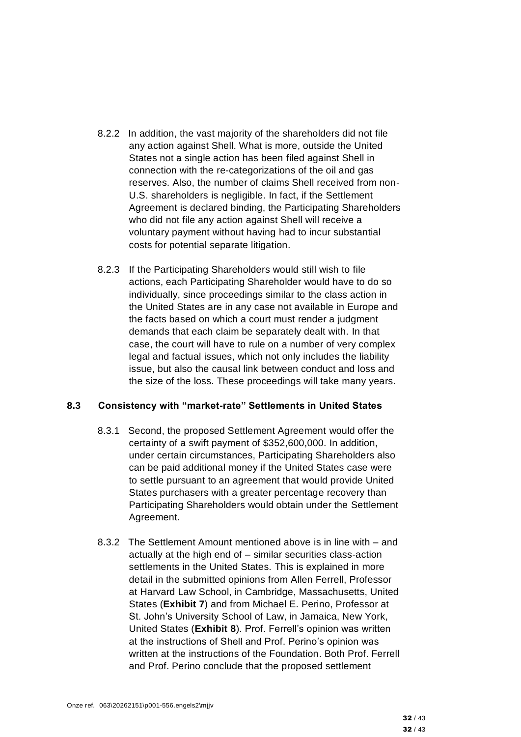8.2.2 In addition, the vast majority of the shareholders did not file any action against Shell. What is more, outside the United States not a single action has been filed against Shell in connection with the re-categorizations of the oil and gas reserves. Also, the number of claims Shell received from non-U.S. shareholders is negligible. In fact, if the Settlement Agreement is declared binding, the Participating Shareholders who did not file any action against Shell will receive a voluntary payment without having had to incur substantial costs for potential separate litigation.

8.2.3 If the Participating Shareholders would still wish to file actions, each Participating Shareholder would have to do so individually, since proceedings similar to the class action in the United States are in any case not available in Europe and the facts based on which a court must render a judgment demands that each claim be separately dealt with. In that case, the court will have to rule on a number of very complex legal and factual issues, which not only includes the liability issue, but also the causal link between conduct and loss and the size of the loss. These proceedings will take many years.

## 8.3 Consistency with "market-rate" Settlements in United States

8.3.1 Second, the proposed Settlement Agreement would offer the certainty of a swift payment of $352,600,000. In addition, under certain circumstances, Participating Shareholders also can be paid additional money if the United States case were to settle pursuant to an agreement that would provide United States purchasers with a greater percentage recovery than Participating Shareholders would obtain under the Settlement Agreement.

8.3.2 The Settlement Amount mentioned above is in line with – and actually at the high end of – similar securities class-action settlements in the United States. This is explained in more detail in the submitted opinions from Allen Ferrell, Professor at Harvard Law School, in Cambridge, Massachusetts, United States (**Exhibit 7**) and from Michael E. Perino, Professor at St. John's University School of Law, in Jamaica, New York, United States (**Exhibit 8**). Prof. Ferrell's opinion was written at the instructions of Shell and Prof. Perino's opinion was written at the instructions of the Foundation. Both Prof. Ferrell and Prof. Perino conclude that the proposed settlement

Onze ref. 063\20262151\p001-556.engels2\mjjv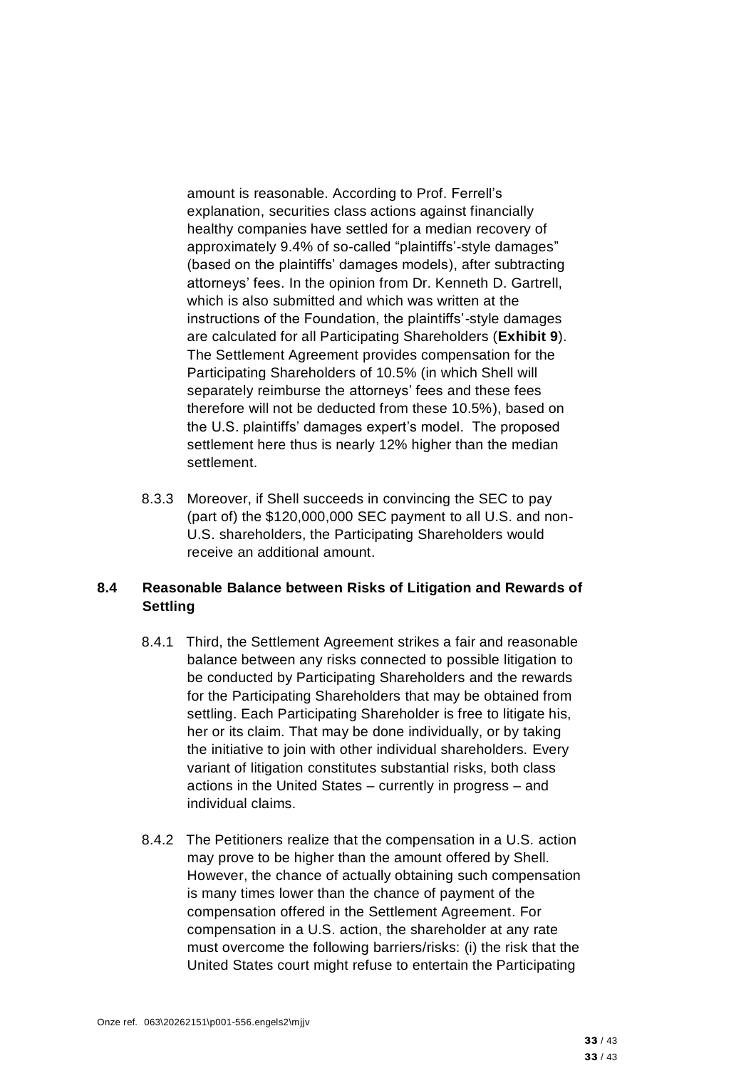amount is reasonable. According to Prof. Ferrell's explanation, securities class actions against financially healthy companies have settled for a median recovery of approximately 9.4% of so-called "plaintiffs'-style damages" (based on the plaintiffs' damages models), after subtracting attorneys' fees. In the opinion from Dr. Kenneth D. Gartrell, which is also submitted and which was written at the instructions of the Foundation, the plaintiffs'-style damages are calculated for all Participating Shareholders (**Exhibit 9**). The Settlement Agreement provides compensation for the Participating Shareholders of 10.5% (in which Shell will separately reimburse the attorneys' fees and these fees therefore will not be deducted from these 10.5%), based on the U.S. plaintiffs' damages expert's model. The proposed settlement here thus is nearly 12% higher than the median settlement.

8.3.3 Moreover, if Shell succeeds in convincing the SEC to pay (part of) the $120,000,000 SEC payment to all U.S. and non-U.S. shareholders, the Participating Shareholders would receive an additional amount.

### 8.4 Reasonable Balance between Risks of Litigation and Rewards of Settling

8.4.1 Third, the Settlement Agreement strikes a fair and reasonable balance between any risks connected to possible litigation to be conducted by Participating Shareholders and the rewards for the Participating Shareholders that may be obtained from settling. Each Participating Shareholder is free to litigate his, her or its claim. That may be done individually, or by taking the initiative to join with other individual shareholders. Every variant of litigation constitutes substantial risks, both class actions in the United States – currently in progress – and individual claims.

8.4.2 The Petitioners realize that the compensation in a U.S. action may prove to be higher than the amount offered by Shell. However, the chance of actually obtaining such compensation is many times lower than the chance of payment of the compensation offered in the Settlement Agreement. For compensation in a U.S. action, the shareholder at any rate must overcome the following barriers/risks: (i) the risk that the United States court might refuse to entertain the Participating

Onze ref. 063\20262151\p001-556.engels2\mjjv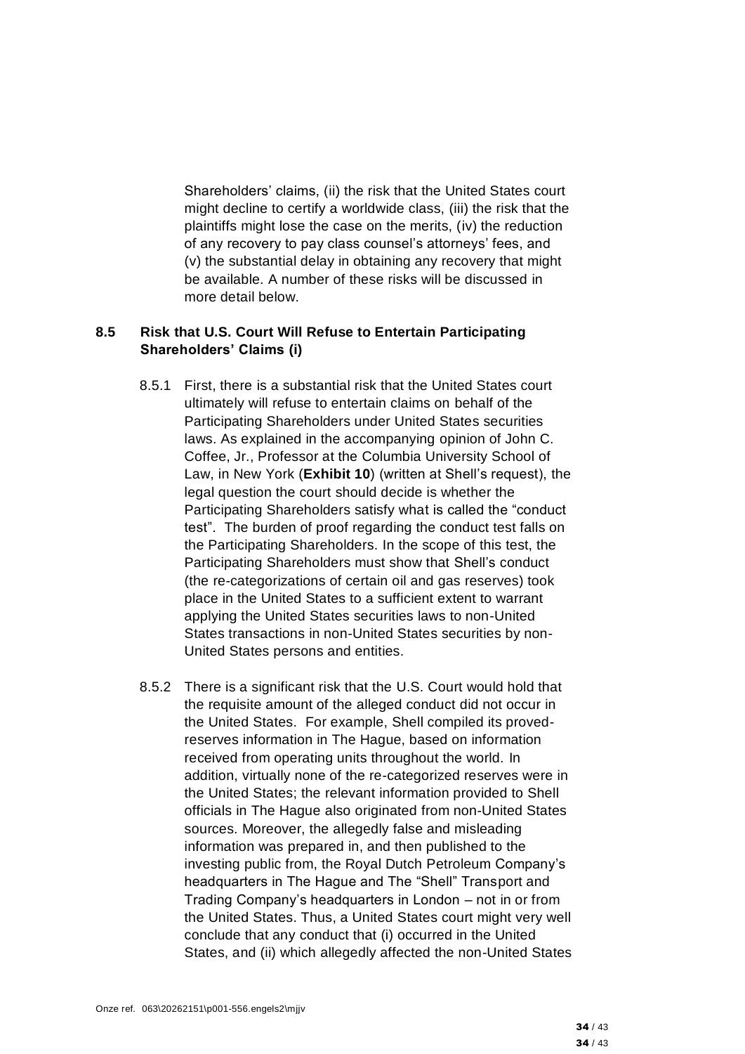Shareholders' claims, (ii) the risk that the United States court might decline to certify a worldwide class, (iii) the risk that the plaintiffs might lose the case on the merits, (iv) the reduction of any recovery to pay class counsel's attorneys' fees, and (v) the substantial delay in obtaining any recovery that might be available. A number of these risks will be discussed in more detail below.

### 8.5 Risk that U.S. Court Will Refuse to Entertain Participating Shareholders' Claims (i)

8.5.1 First, there is a substantial risk that the United States court ultimately will refuse to entertain claims on behalf of the Participating Shareholders under United States securities laws. As explained in the accompanying opinion of John C. Coffee, Jr., Professor at the Columbia University School of Law, in New York (**Exhibit 10**) (written at Shell's request), the legal question the court should decide is whether the Participating Shareholders satisfy what is called the "conduct test". The burden of proof regarding the conduct test falls on the Participating Shareholders. In the scope of this test, the Participating Shareholders must show that Shell's conduct (the re-categorizations of certain oil and gas reserves) took place in the United States to a sufficient extent to warrant applying the United States securities laws to non-United States transactions in non-United States securities by non-United States persons and entities.

8.5.2 There is a significant risk that the U.S. Court would hold that the requisite amount of the alleged conduct did not occur in the United States. For example, Shell compiled its proved-reserves information in The Hague, based on information received from operating units throughout the world. In addition, virtually none of the re-categorized reserves were in the United States; the relevant information provided to Shell officials in The Hague also originated from non-United States sources. Moreover, the allegedly false and misleading information was prepared in, and then published to the investing public from, the Royal Dutch Petroleum Company's headquarters in The Hague and The "Shell" Transport and Trading Company's headquarters in London – not in or from the United States. Thus, a United States court might very well conclude that any conduct that (i) occurred in the United States, and (ii) which allegedly affected the non-United States

Onze ref. 063\20262151\p001-556.engels2\mjjv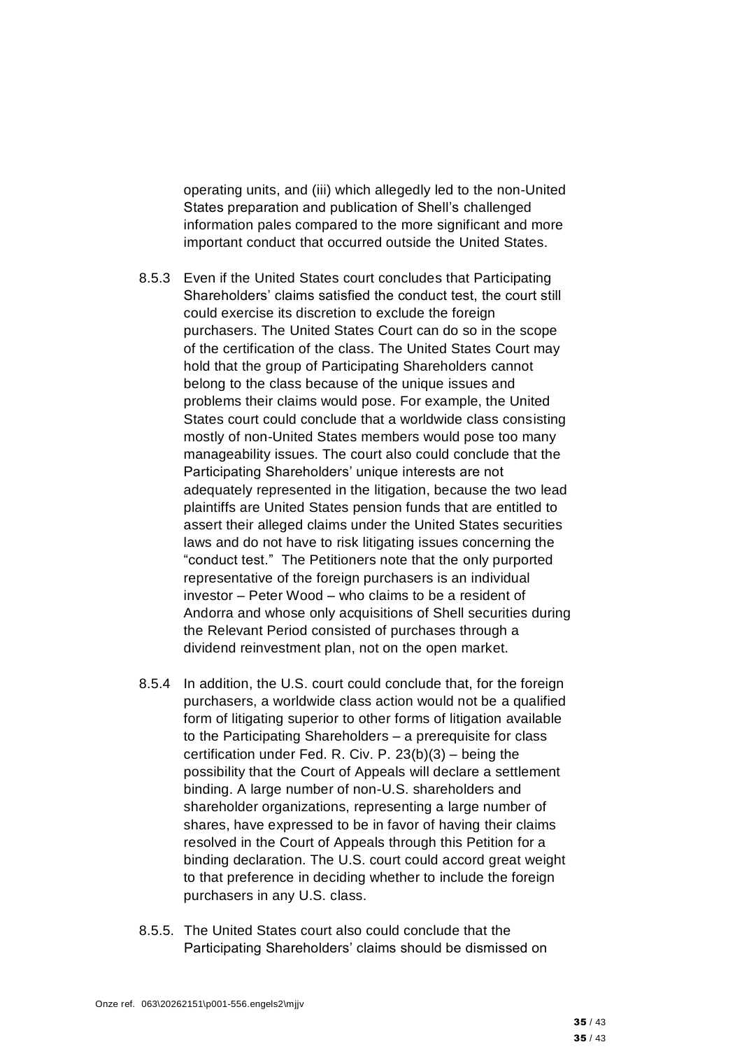operating units, and (iii) which allegedly led to the non-United States preparation and publication of Shell's challenged information pales compared to the more significant and more important conduct that occurred outside the United States.

8.5.3 Even if the United States court concludes that Participating Shareholders' claims satisfied the conduct test, the court still could exercise its discretion to exclude the foreign purchasers. The United States Court can do so in the scope of the certification of the class. The United States Court may hold that the group of Participating Shareholders cannot belong to the class because of the unique issues and problems their claims would pose. For example, the United States court could conclude that a worldwide class consisting mostly of non-United States members would pose too many manageability issues. The court also could conclude that the Participating Shareholders' unique interests are not adequately represented in the litigation, because the two lead plaintiffs are United States pension funds that are entitled to assert their alleged claims under the United States securities laws and do not have to risk litigating issues concerning the "conduct test." The Petitioners note that the only purported representative of the foreign purchasers is an individual investor – Peter Wood – who claims to be a resident of Andorra and whose only acquisitions of Shell securities during the Relevant Period consisted of purchases through a dividend reinvestment plan, not on the open market.

8.5.4 In addition, the U.S. court could conclude that, for the foreign purchasers, a worldwide class action would not be a qualified form of litigating superior to other forms of litigation available to the Participating Shareholders – a prerequisite for class certification under Fed. R. Civ. P. 23(b)(3) – being the possibility that the Court of Appeals will declare a settlement binding. A large number of non-U.S. shareholders and shareholder organizations, representing a large number of shares, have expressed to be in favor of having their claims resolved in the Court of Appeals through this Petition for a binding declaration. The U.S. court could accord great weight to that preference in deciding whether to include the foreign purchasers in any U.S. class.

8.5.5. The United States court also could conclude that the Participating Shareholders' claims should be dismissed on

Onze ref. 063\20262151\p001-556.engels2\mjjv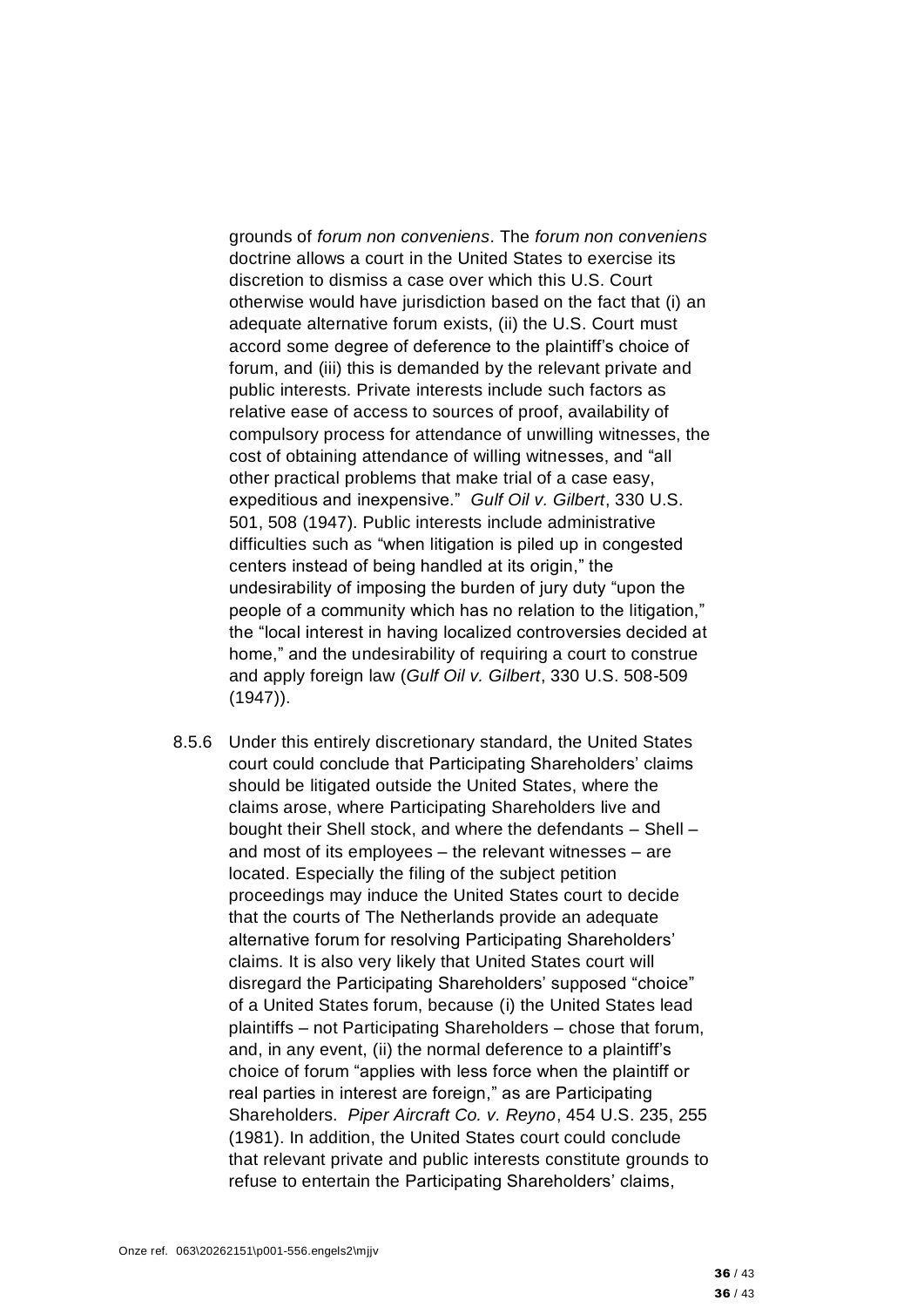grounds of *forum non conveniens*. The *forum non conveniens* doctrine allows a court in the United States to exercise its discretion to dismiss a case over which this U.S. Court otherwise would have jurisdiction based on the fact that (i) an adequate alternative forum exists, (ii) the U.S. Court must accord some degree of deference to the plaintiff's choice of forum, and (iii) this is demanded by the relevant private and public interests. Private interests include such factors as relative ease of access to sources of proof, availability of compulsory process for attendance of unwilling witnesses, the cost of obtaining attendance of willing witnesses, and "all other practical problems that make trial of a case easy, expeditious and inexpensive." *Gulf Oil v. Gilbert*, 330 U.S. 501, 508 (1947). Public interests include administrative difficulties such as "when litigation is piled up in congested centers instead of being handled at its origin," the undesirability of imposing the burden of jury duty "upon the people of a community which has no relation to the litigation," the "local interest in having localized controversies decided at home," and the undesirability of requiring a court to construe and apply foreign law (*Gulf Oil v. Gilbert*, 330 U.S. 508-509 (1947)).

8.5.6 Under this entirely discretionary standard, the United States court could conclude that Participating Shareholders' claims should be litigated outside the United States, where the claims arose, where Participating Shareholders live and bought their Shell stock, and where the defendants – Shell – and most of its employees – the relevant witnesses – are located. Especially the filing of the subject petition proceedings may induce the United States court to decide that the courts of The Netherlands provide an adequate alternative forum for resolving Participating Shareholders' claims. It is also very likely that United States court will disregard the Participating Shareholders' supposed "choice" of a United States forum, because (i) the United States lead plaintiffs – not Participating Shareholders – chose that forum, and, in any event, (ii) the normal deference to a plaintiff's choice of forum "applies with less force when the plaintiff or real parties in interest are foreign," as are Participating Shareholders. *Piper Aircraft Co. v. Reyno*, 454 U.S. 235, 255 (1981). In addition, the United States court could conclude that relevant private and public interests constitute grounds to refuse to entertain the Participating Shareholders' claims,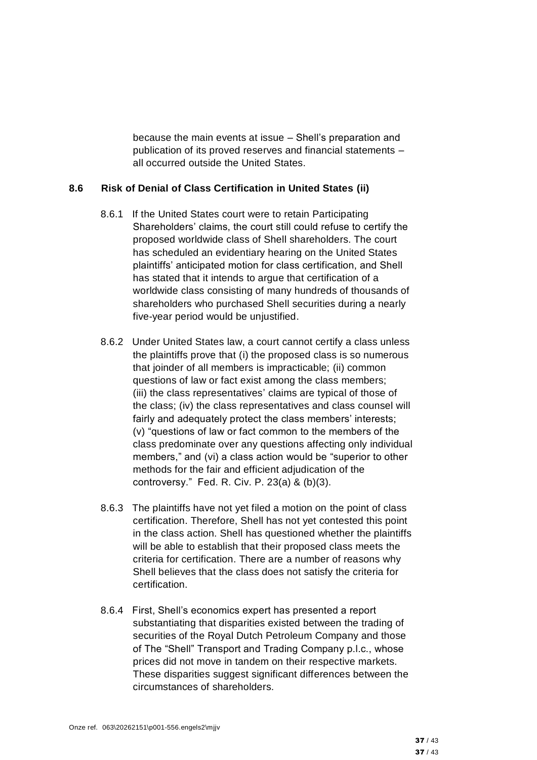because the main events at issue – Shell's preparation and publication of its proved reserves and financial statements – all occurred outside the United States.

## 8.6 Risk of Denial of Class Certification in United States (ii)

8.6.1 If the United States court were to retain Participating Shareholders' claims, the court still could refuse to certify the proposed worldwide class of Shell shareholders. The court has scheduled an evidentiary hearing on the United States plaintiffs' anticipated motion for class certification, and Shell has stated that it intends to argue that certification of a worldwide class consisting of many hundreds of thousands of shareholders who purchased Shell securities during a nearly five-year period would be unjustified.

8.6.2 Under United States law, a court cannot certify a class unless the plaintiffs prove that (i) the proposed class is so numerous that joinder of all members is impracticable; (ii) common questions of law or fact exist among the class members; (iii) the class representatives' claims are typical of those of the class; (iv) the class representatives and class counsel will fairly and adequately protect the class members' interests; (v) "questions of law or fact common to the members of the class predominate over any questions affecting only individual members," and (vi) a class action would be "superior to other methods for the fair and efficient adjudication of the controversy." Fed. R. Civ. P. 23(a) & (b)(3).

8.6.3 The plaintiffs have not yet filed a motion on the point of class certification. Therefore, Shell has not yet contested this point in the class action. Shell has questioned whether the plaintiffs will be able to establish that their proposed class meets the criteria for certification. There are a number of reasons why Shell believes that the class does not satisfy the criteria for certification.

8.6.4 First, Shell's economics expert has presented a report substantiating that disparities existed between the trading of securities of the Royal Dutch Petroleum Company and those of The "Shell" Transport and Trading Company p.l.c., whose prices did not move in tandem on their respective markets. These disparities suggest significant differences between the circumstances of shareholders.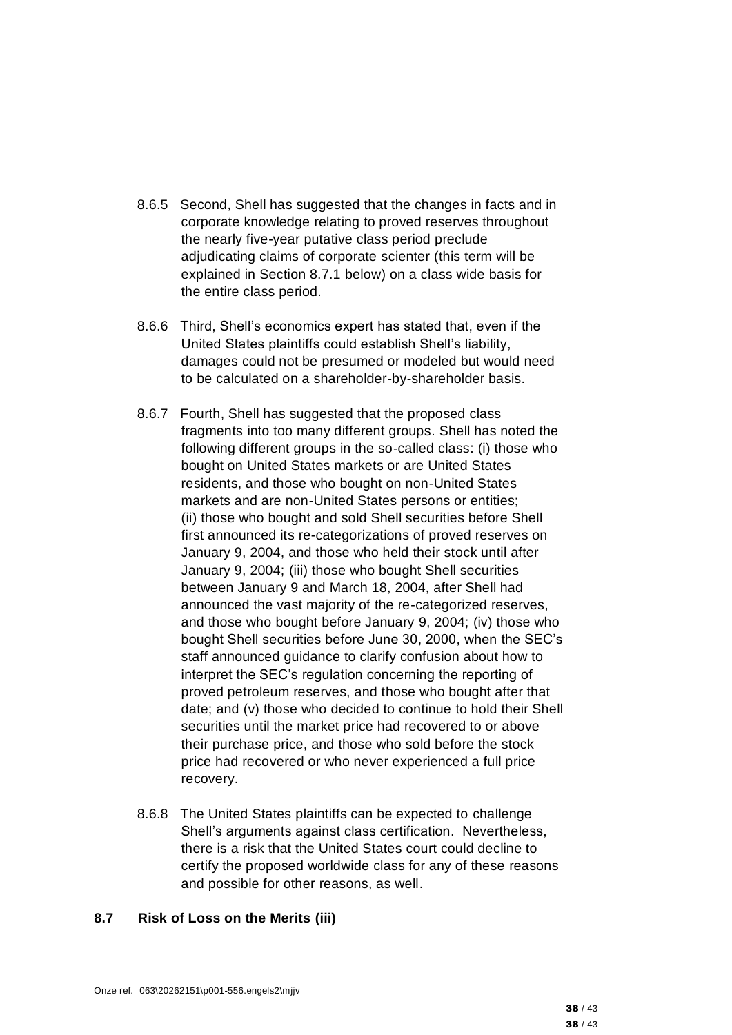8.6.5 Second, Shell has suggested that the changes in facts and in corporate knowledge relating to proved reserves throughout the nearly five-year putative class period preclude adjudicating claims of corporate scienter (this term will be explained in Section 8.7.1 below) on a class wide basis for the entire class period.

8.6.6 Third, Shell's economics expert has stated that, even if the United States plaintiffs could establish Shell's liability, damages could not be presumed or modeled but would need to be calculated on a shareholder-by-shareholder basis.

8.6.7 Fourth, Shell has suggested that the proposed class fragments into too many different groups. Shell has noted the following different groups in the so-called class: (i) those who bought on United States markets or are United States residents, and those who bought on non-United States markets and are non-United States persons or entities; (ii) those who bought and sold Shell securities before Shell first announced its re-categorizations of proved reserves on January 9, 2004, and those who held their stock until after January 9, 2004; (iii) those who bought Shell securities between January 9 and March 18, 2004, after Shell had announced the vast majority of the re-categorized reserves, and those who bought before January 9, 2004; (iv) those who bought Shell securities before June 30, 2000, when the SEC's staff announced guidance to clarify confusion about how to interpret the SEC's regulation concerning the reporting of proved petroleum reserves, and those who bought after that date; and (v) those who decided to continue to hold their Shell securities until the market price had recovered to or above their purchase price, and those who sold before the stock price had recovered or who never experienced a full price recovery.

8.6.8 The United States plaintiffs can be expected to challenge Shell's arguments against class certification. Nevertheless, there is a risk that the United States court could decline to certify the proposed worldwide class for any of these reasons and possible for other reasons, as well.

## 8.7 Risk of Loss on the Merits (iii)

Onze ref. 063\20262151\p001-556.engels2\mjjv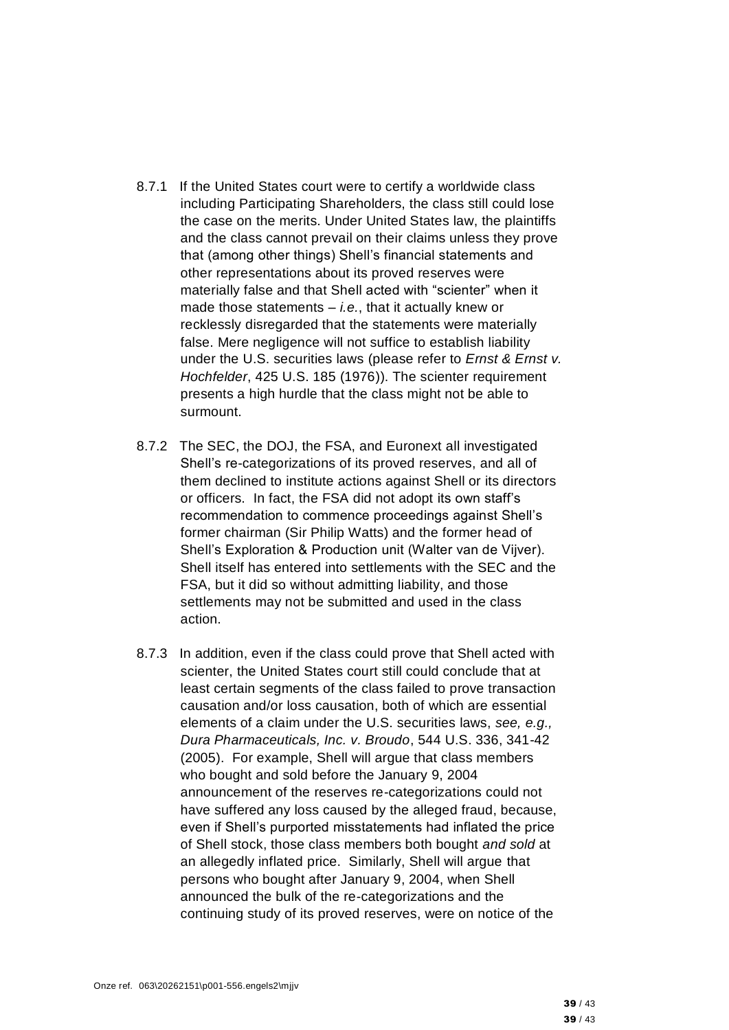8.7.1 If the United States court were to certify a worldwide class including Participating Shareholders, the class still could lose the case on the merits. Under United States law, the plaintiffs and the class cannot prevail on their claims unless they prove that (among other things) Shell's financial statements and other representations about its proved reserves were materially false and that Shell acted with "scienter" when it made those statements – *i.e.*, that it actually knew or recklessly disregarded that the statements were materially false. Mere negligence will not suffice to establish liability under the U.S. securities laws (please refer to *Ernst & Ernst v. Hochfelder*, 425 U.S. 185 (1976)). The scienter requirement presents a high hurdle that the class might not be able to surmount.

8.7.2 The SEC, the DOJ, the FSA, and Euronext all investigated Shell's re-categorizations of its proved reserves, and all of them declined to institute actions against Shell or its directors or officers. In fact, the FSA did not adopt its own staff's recommendation to commence proceedings against Shell's former chairman (Sir Philip Watts) and the former head of Shell's Exploration & Production unit (Walter van de Vijver). Shell itself has entered into settlements with the SEC and the FSA, but it did so without admitting liability, and those settlements may not be submitted and used in the class action.

8.7.3 In addition, even if the class could prove that Shell acted with scienter, the United States court still could conclude that at least certain segments of the class failed to prove transaction causation and/or loss causation, both of which are essential elements of a claim under the U.S. securities laws, *see, e.g., Dura Pharmaceuticals, Inc. v. Broudo*, 544 U.S. 336, 341-42 (2005). For example, Shell will argue that class members who bought and sold before the January 9, 2004 announcement of the reserves re-categorizations could not have suffered any loss caused by the alleged fraud, because, even if Shell's purported misstatements had inflated the price of Shell stock, those class members both bought *and sold* at an allegedly inflated price. Similarly, Shell will argue that persons who bought after January 9, 2004, when Shell announced the bulk of the re-categorizations and the continuing study of its proved reserves, were on notice of the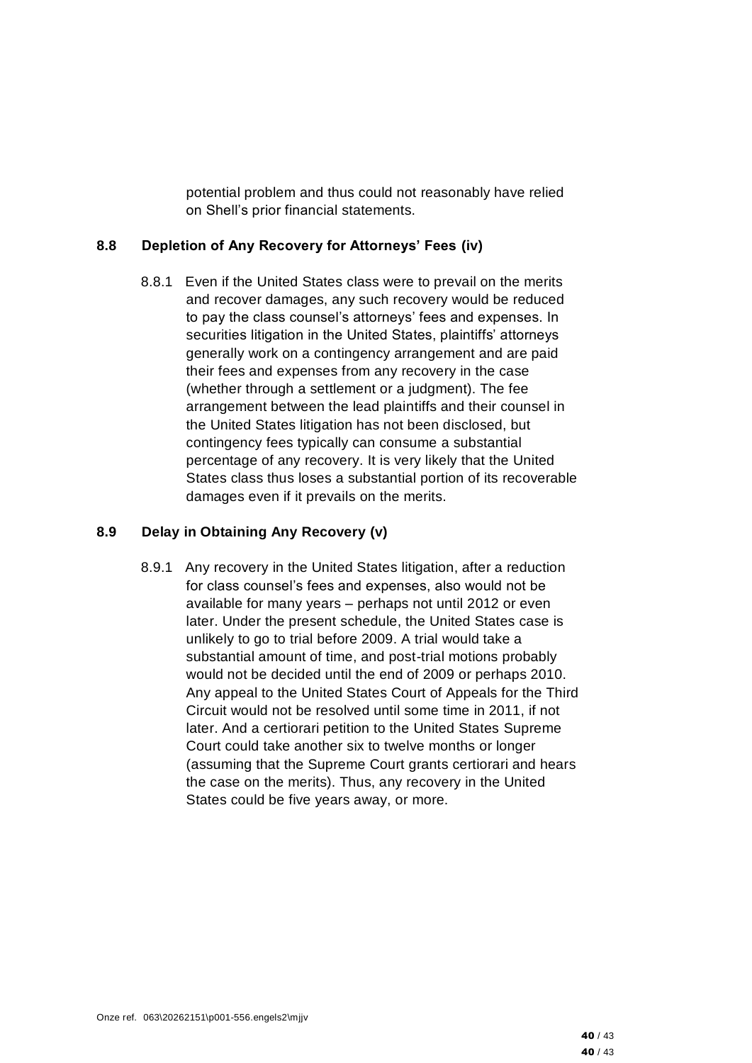potential problem and thus could not reasonably have relied on Shell's prior financial statements.

### 8.8 Depletion of Any Recovery for Attorneys' Fees (iv)

8.8.1 Even if the United States class were to prevail on the merits and recover damages, any such recovery would be reduced to pay the class counsel's attorneys' fees and expenses. In securities litigation in the United States, plaintiffs' attorneys generally work on a contingency arrangement and are paid their fees and expenses from any recovery in the case (whether through a settlement or a judgment). The fee arrangement between the lead plaintiffs and their counsel in the United States litigation has not been disclosed, but contingency fees typically can consume a substantial percentage of any recovery. It is very likely that the United States class thus loses a substantial portion of its recoverable damages even if it prevails on the merits.

### 8.9 Delay in Obtaining Any Recovery (v)

8.9.1 Any recovery in the United States litigation, after a reduction for class counsel's fees and expenses, also would not be available for many years – perhaps not until 2012 or even later. Under the present schedule, the United States case is unlikely to go to trial before 2009. A trial would take a substantial amount of time, and post-trial motions probably would not be decided until the end of 2009 or perhaps 2010. Any appeal to the United States Court of Appeals for the Third Circuit would not be resolved until some time in 2011, if not later. And a certiorari petition to the United States Supreme Court could take another six to twelve months or longer (assuming that the Supreme Court grants certiorari and hears the case on the merits). Thus, any recovery in the United States could be five years away, or more.

Onze ref. 063\20262151\p001-556.engels2\mjjv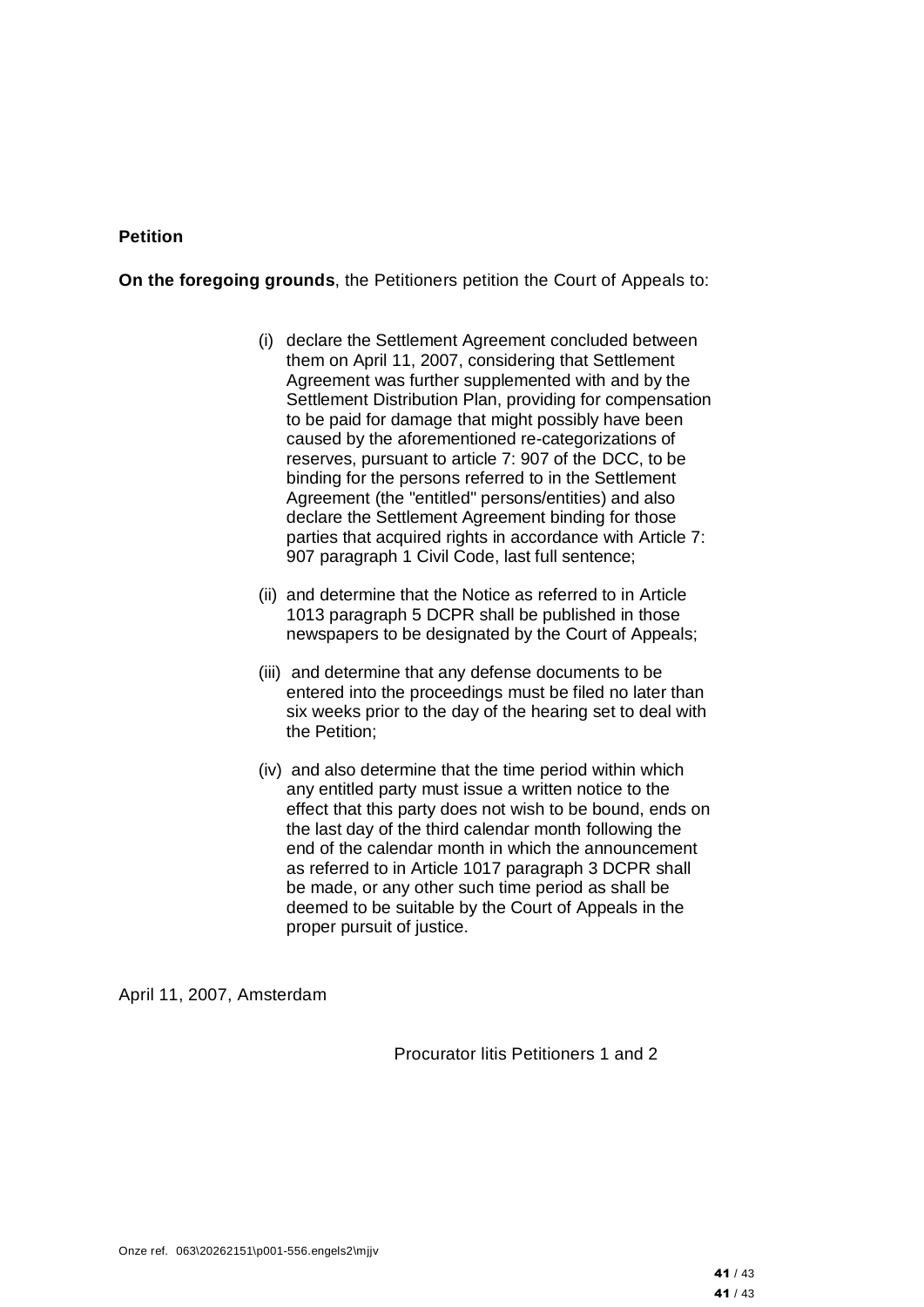**Petition**

**On the foregoing grounds**, the Petitioners petition the Court of Appeals to:

(i) declare the Settlement Agreement concluded between them on April 11, 2007, considering that Settlement Agreement was further supplemented with and by the Settlement Distribution Plan, providing for compensation to be paid for damage that might possibly have been caused by the aforementioned re-categorizations of reserves, pursuant to article 7: 907 of the DCC, to be binding for the persons referred to in the Settlement Agreement (the "entitled" persons/entities) and also declare the Settlement Agreement binding for those parties that acquired rights in accordance with Article 7: 907 paragraph 1 Civil Code, last full sentence;

(ii) and determine that the Notice as referred to in Article 1013 paragraph 5 DCPR shall be published in those newspapers to be designated by the Court of Appeals;

(iii) and determine that any defense documents to be entered into the proceedings must be filed no later than six weeks prior to the day of the hearing set to deal with the Petition;

(iv) and also determine that the time period within which any entitled party must issue a written notice to the effect that this party does not wish to be bound, ends on the last day of the third calendar month following the end of the calendar month in which the announcement as referred to in Article 1017 paragraph 3 DCPR shall be made, or any other such time period as shall be deemed to be suitable by the Court of Appeals in the proper pursuit of justice.

April 11, 2007, Amsterdam

Procurator litis Petitioners 1 and 2

Onze ref. 063\20262151\p001-556.engels2\mjjv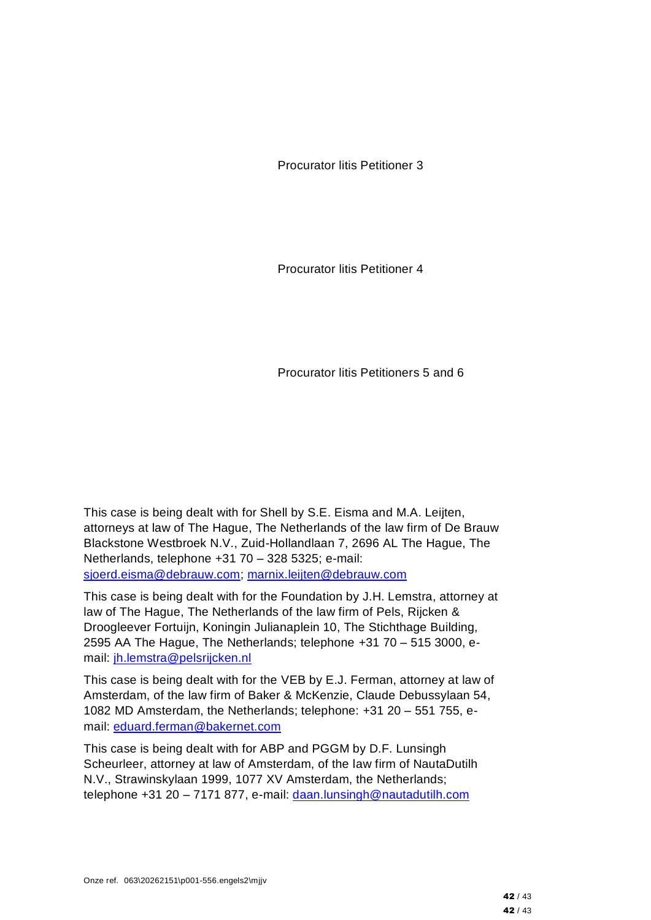Procurator litis Petitioner 3

Procurator litis Petitioner 4

Procurator litis Petitioners 5 and 6

This case is being dealt with for Shell by S.E. Eisma and M.A. Leijten, attorneys at law of The Hague, The Netherlands of the law firm of De Brauw Blackstone Westbroek N.V., Zuid-Hollandlaan 7, 2696 AL The Hague, The Netherlands, telephone +31 70 – 328 5325; e-mail: sjoerd.eisma@debrauw.com; marnix.leijten@debrauw.com

This case is being dealt with for the Foundation by J.H. Lemstra, attorney at law of The Hague, The Netherlands of the law firm of Pels, Rijcken & Droogleever Fortuijn, Koningin Julianaplein 10, The Stichthage Building, 2595 AA The Hague, The Netherlands; telephone +31 70 – 515 3000, e-mail: jh.lemstra@pelsrijcken.nl

This case is being dealt with for the VEB by E.J. Ferman, attorney at law of Amsterdam, of the law firm of Baker & McKenzie, Claude Debussylaan 54, 1082 MD Amsterdam, the Netherlands; telephone: +31 20 – 551 755, e-mail: eduard.ferman@bakernet.com

This case is being dealt with for ABP and PGGM by D.F. Lunsingh Scheurleer, attorney at law of Amsterdam, of the law firm of NautaDutilh N.V., Strawinskylaan 1999, 1077 XV Amsterdam, the Netherlands; telephone +31 20 – 7171 877, e-mail: daan.lunsingh@nautadutilh.com

Onze ref. 063\20262151\p001-556.engels2\mjjv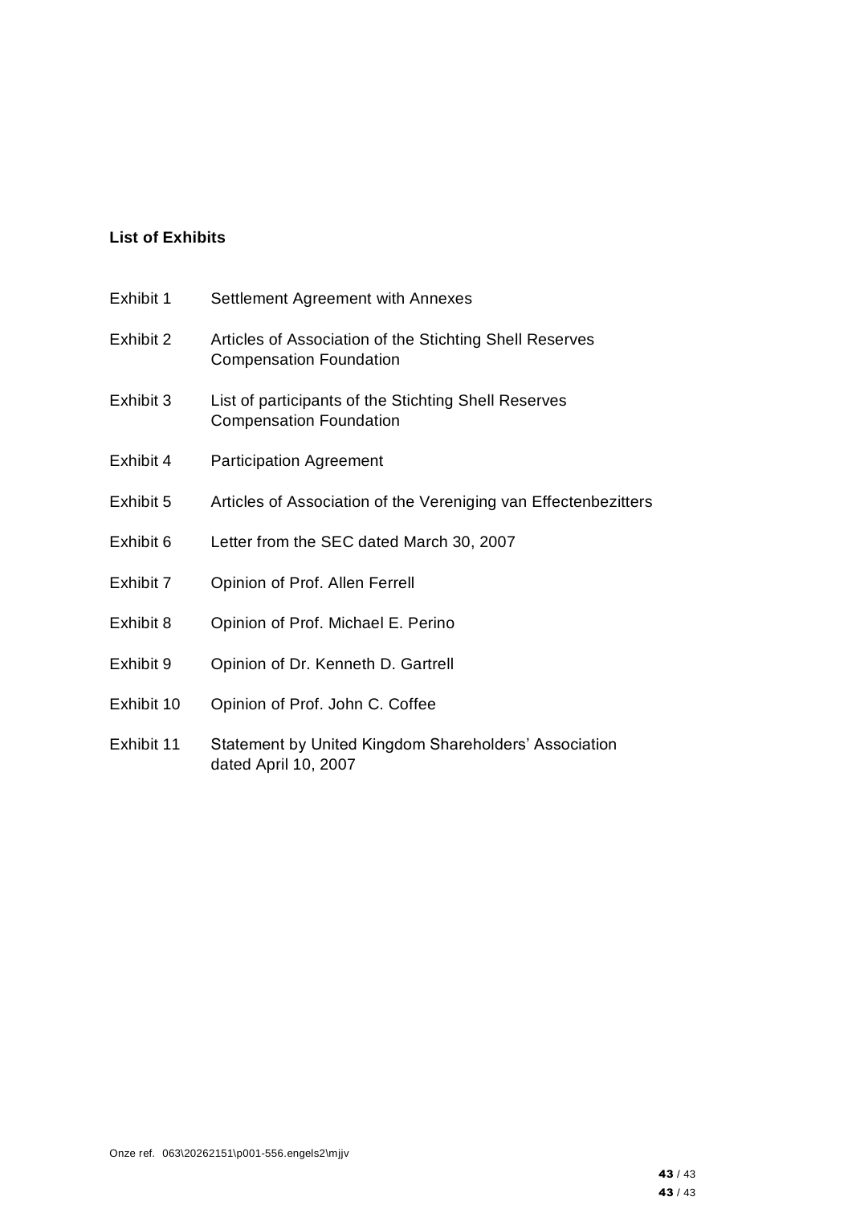**List of Exhibits**

| | |
|---|---|
| Exhibit 1 | Settlement Agreement with Annexes |
| Exhibit 2 | Articles of Association of the Stichting Shell Reserves Compensation Foundation |
| Exhibit 3 | List of participants of the Stichting Shell Reserves Compensation Foundation |
| Exhibit 4 | Participation Agreement |
| Exhibit 5 | Articles of Association of the Vereniging van Effectenbezitters |
| Exhibit 6 | Letter from the SEC dated March 30, 2007 |
| Exhibit 7 | Opinion of Prof. Allen Ferrell |
| Exhibit 8 | Opinion of Prof. Michael E. Perino |
| Exhibit 9 | Opinion of Dr. Kenneth D. Gartrell |
| Exhibit 10 | Opinion of Prof. John C. Coffee |
| Exhibit 11 | Statement by United Kingdom Shareholders' Association dated April 10, 2007 |

Onze ref. 063\20262151\p001-556.engels2\mjjv